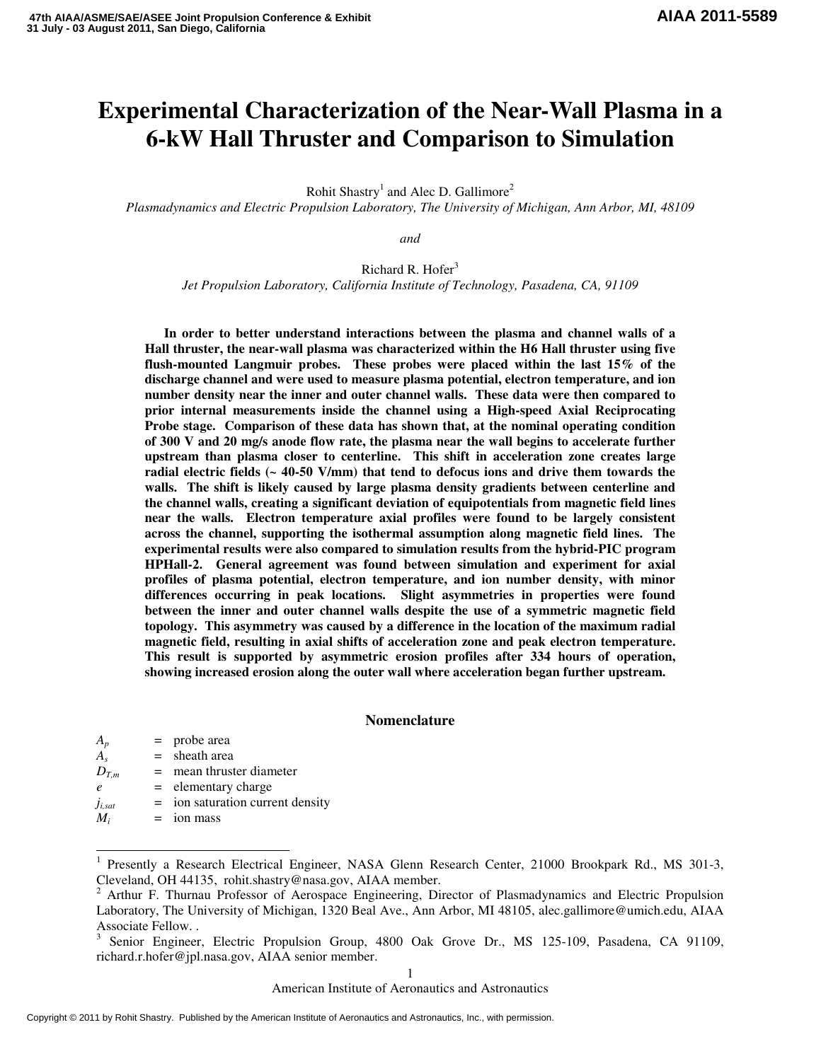# Experimental Characterization of the Near-Wall Plasma in a 6-kW Hall Thruster and Comparison to Simulation

Rohit Shastry[1] and Alec D. Gallimore[2]

*Plasmadynamics and Electric Propulsion Laboratory, The University of Michigan, Ann Arbor, MI, 48109*

*and*

Richard R. Hofer[3]

*Jet Propulsion Laboratory, California Institute of Technology, Pasadena, CA, 91109*

**In order to better understand interactions between the plasma and channel walls of a Hall thruster, the near-wall plasma was characterized within the H6 Hall thruster using five flush-mounted Langmuir probes. These probes were placed within the last 15% of the discharge channel and were used to measure plasma potential, electron temperature, and ion number density near the inner and outer channel walls. These data were then compared to prior internal measurements inside the channel using a High-speed Axial Reciprocating Probe stage. Comparison of these data has shown that, at the nominal operating condition of 300 V and 20 mg/s anode flow rate, the plasma near the wall begins to accelerate further upstream than plasma closer to centerline. This shift in acceleration zone creates large radial electric fields (~ 40-50 V/mm) that tend to defocus ions and drive them towards the walls. The shift is likely caused by large plasma density gradients between centerline and the channel walls, creating a significant deviation of equipotentials from magnetic field lines near the walls. Electron temperature axial profiles were found to be largely consistent across the channel, supporting the isothermal assumption along magnetic field lines. The experimental results were also compared to simulation results from the hybrid-PIC program HPHall-2. General agreement was found between simulation and experiment for axial profiles of plasma potential, electron temperature, and ion number density, with minor differences occurring in peak locations. Slight asymmetries in properties were found between the inner and outer channel walls despite the use of a symmetric magnetic field topology. This asymmetry was caused by a difference in the location of the maximum radial magnetic field, resulting in axial shifts of acceleration zone and peak electron temperature. This result is supported by asymmetric erosion profiles after 334 hours of operation, showing increased erosion along the outer wall where acceleration began further upstream.**

## Nomenclature

| | | |
|---|---|---|
| $A_p$ | = | probe area |
| $A_s$ | = | sheath area |
| $D_{T,m}$ | = | mean thruster diameter |
| $e$ | = | elementary charge |
| $j_{i,sat}$ | = | ion saturation current density |
| $M_i$ | = | ion mass |

---

[1] Presently a Research Electrical Engineer, NASA Glenn Research Center, 21000 Brookpark Rd., MS 301-3, Cleveland, OH 44135, rohit.shastry@nasa.gov, AIAA member.

[2] Arthur F. Thurnau Professor of Aerospace Engineering, Director of Plasmadynamics and Electric Propulsion Laboratory, The University of Michigan, 1320 Beal Ave., Ann Arbor, MI 48105, alec.gallimore@umich.edu, AIAA Associate Fellow. .

[3] Senior Engineer, Electric Propulsion Group, 4800 Oak Grove Dr., MS 125-109, Pasadena, CA 91109, richard.r.hofer@jpl.nasa.gov, AIAA senior member.

Copyright © 2011 by Rohit Shastry. Published by the American Institute of Aeronautics and Astronautics, Inc., with permission.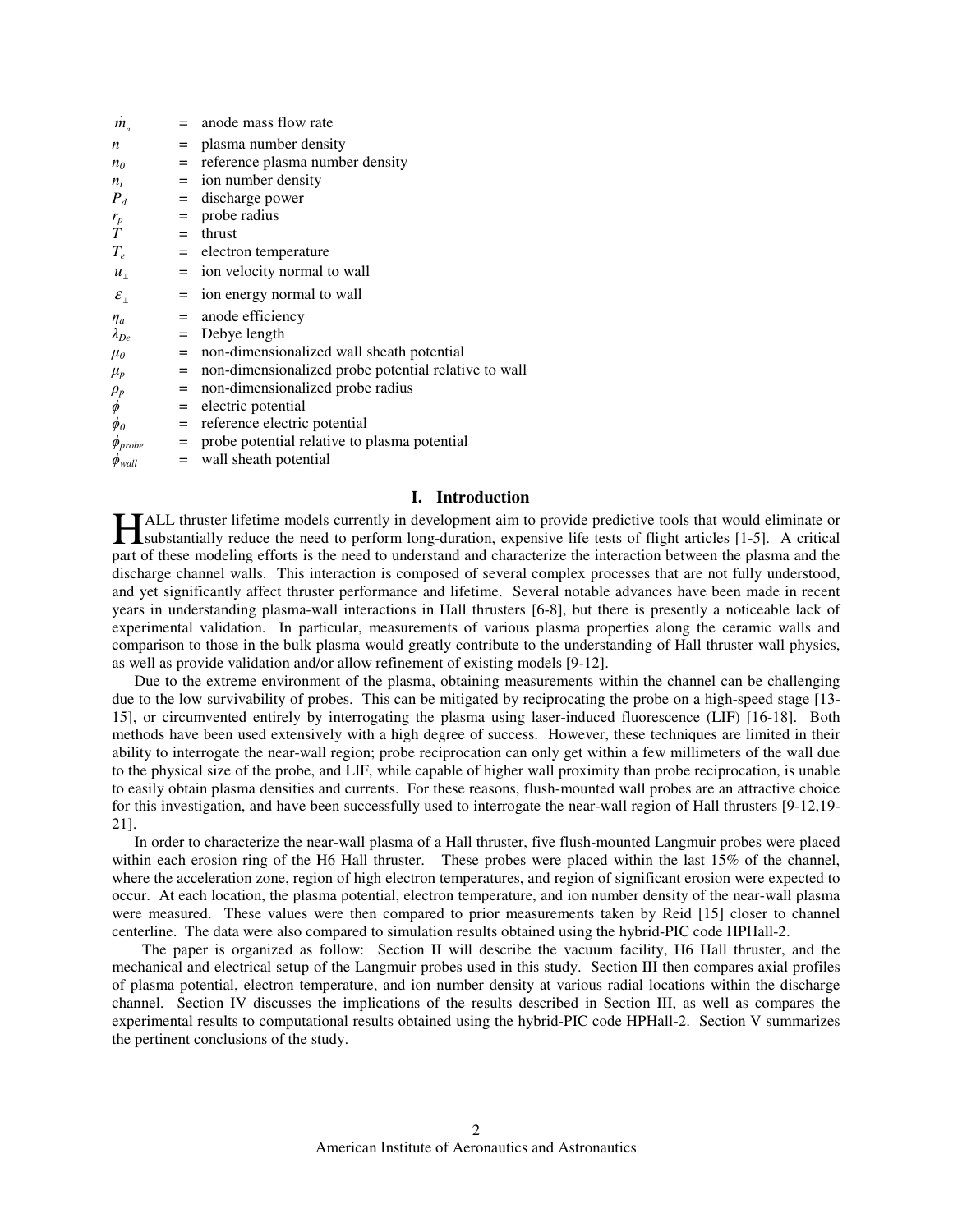| | | |
|---|---|---|
| $\dot{m}_a$ | = | anode mass flow rate |
| $n$ | = | plasma number density |
| $n_0$ | = | reference plasma number density |
| $n_i$ | = | ion number density |
| $P_d$ | = | discharge power |
| $r_p$ | = | probe radius |
| $T$ | = | thrust |
| $T_e$ | = | electron temperature |
| $u_\perp$ | = | ion velocity normal to wall |
| $\varepsilon_\perp$ | = | ion energy normal to wall |
| $\eta_a$ | = | anode efficiency |
| $\lambda_{De}$ | = | Debye length |
| $\mu_0$ | = | non-dimensionalized wall sheath potential |
| $\mu_p$ | = | non-dimensionalized probe potential relative to wall |
| $\rho_p$ | = | non-dimensionalized probe radius |
| $\phi$ | = | electric potential |
| $\phi_0$ | = | reference electric potential |
| $\phi_{probe}$ | = | probe potential relative to plasma potential |
| $\phi_{wall}$ | = | wall sheath potential |

## I. Introduction

HALL thruster lifetime models currently in development aim to provide predictive tools that would eliminate or substantially reduce the need to perform long-duration, expensive life tests of flight articles [1-5]. A critical part of these modeling efforts is the need to understand and characterize the interaction between the plasma and the discharge channel walls. This interaction is composed of several complex processes that are not fully understood, and yet significantly affect thruster performance and lifetime. Several notable advances have been made in recent years in understanding plasma-wall interactions in Hall thrusters [6-8], but there is presently a noticeable lack of experimental validation. In particular, measurements of various plasma properties along the ceramic walls and comparison to those in the bulk plasma would greatly contribute to the understanding of Hall thruster wall physics, as well as provide validation and/or allow refinement of existing models [9-12].

Due to the extreme environment of the plasma, obtaining measurements within the channel can be challenging due to the low survivability of probes. This can be mitigated by reciprocating the probe on a high-speed stage [13-15], or circumvented entirely by interrogating the plasma using laser-induced fluorescence (LIF) [16-18]. Both methods have been used extensively with a high degree of success. However, these techniques are limited in their ability to interrogate the near-wall region; probe reciprocation can only get within a few millimeters of the wall due to the physical size of the probe, and LIF, while capable of higher wall proximity than probe reciprocation, is unable to easily obtain plasma densities and currents. For these reasons, flush-mounted wall probes are an attractive choice for this investigation, and have been successfully used to interrogate the near-wall region of Hall thrusters [9-12,19-21].

In order to characterize the near-wall plasma of a Hall thruster, five flush-mounted Langmuir probes were placed within each erosion ring of the H6 Hall thruster. These probes were placed within the last 15% of the channel, where the acceleration zone, region of high electron temperatures, and region of significant erosion were expected to occur. At each location, the plasma potential, electron temperature, and ion number density of the near-wall plasma were measured. These values were then compared to prior measurements taken by Reid [15] closer to channel centerline. The data were also compared to simulation results obtained using the hybrid-PIC code HPHall-2.

The paper is organized as follow: Section II will describe the vacuum facility, H6 Hall thruster, and the mechanical and electrical setup of the Langmuir probes used in this study. Section III then compares axial profiles of plasma potential, electron temperature, and ion number density at various radial locations within the discharge channel. Section IV discusses the implications of the results described in Section III, as well as compares the experimental results to computational results obtained using the hybrid-PIC code HPHall-2. Section V summarizes the pertinent conclusions of the study.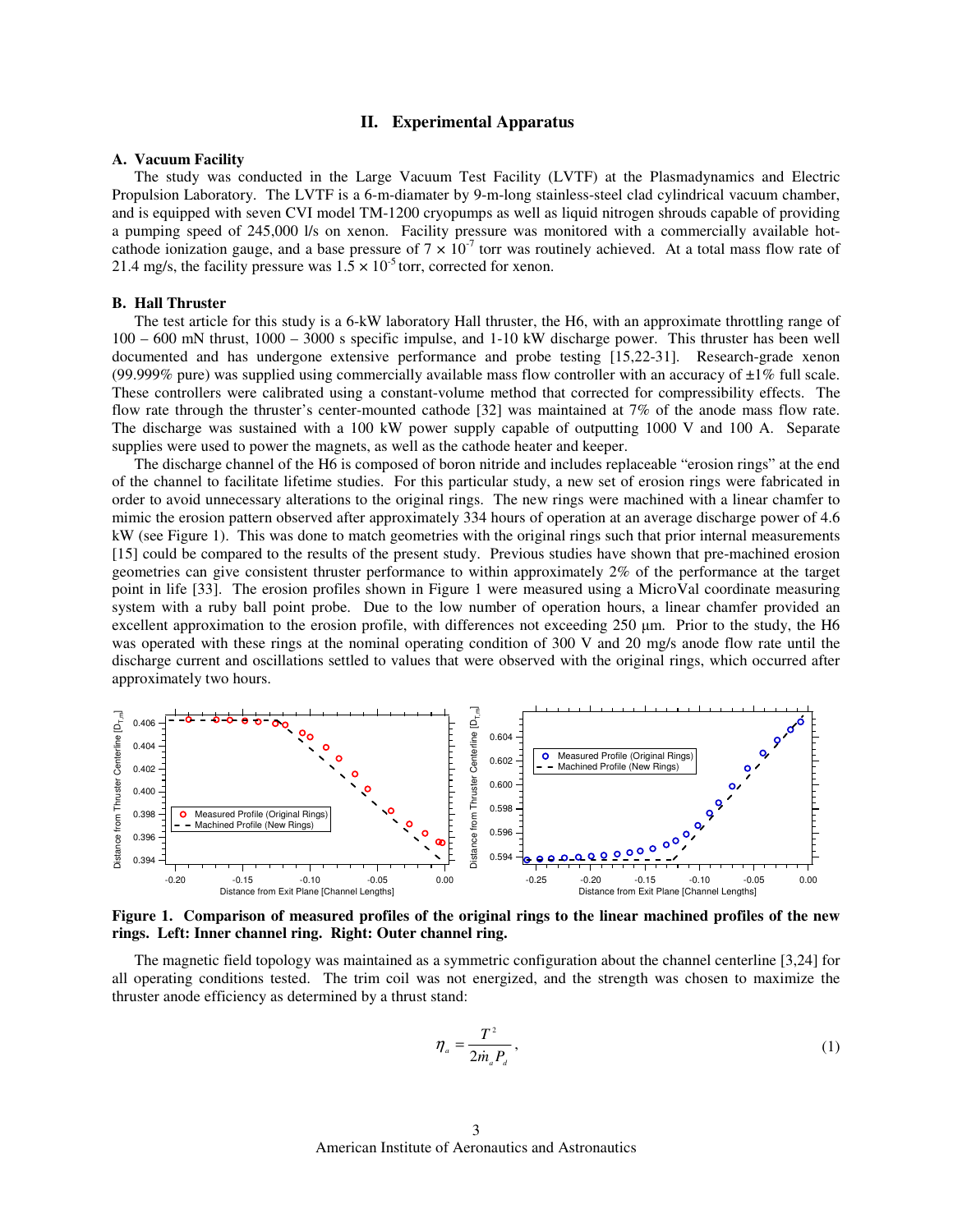## II. Experimental Apparatus

### A. Vacuum Facility

The study was conducted in the Large Vacuum Test Facility (LVTF) at the Plasmadynamics and Electric Propulsion Laboratory. The LVTF is a 6-m-diamater by 9-m-long stainless-steel clad cylindrical vacuum chamber, and is equipped with seven CVI model TM-1200 cryopumps as well as liquid nitrogen shrouds capable of providing a pumping speed of 245,000 l/s on xenon. Facility pressure was monitored with a commercially available hot-cathode ionization gauge, and a base pressure of $7 \times 10^{-7}$ torr was routinely achieved. At a total mass flow rate of 21.4 mg/s, the facility pressure was $1.5 \times 10^{-5}$ torr, corrected for xenon.

### B. Hall Thruster

The test article for this study is a 6-kW laboratory Hall thruster, the H6, with an approximate throttling range of 100 – 600 mN thrust, 1000 – 3000 s specific impulse, and 1-10 kW discharge power. This thruster has been well documented and has undergone extensive performance and probe testing [15,22-31]. Research-grade xenon (99.999% pure) was supplied using commercially available mass flow controller with an accuracy of ±1% full scale. These controllers were calibrated using a constant-volume method that corrected for compressibility effects. The flow rate through the thruster's center-mounted cathode [32] was maintained at 7% of the anode mass flow rate. The discharge was sustained with a 100 kW power supply capable of outputting 1000 V and 100 A. Separate supplies were used to power the magnets, as well as the cathode heater and keeper.

The discharge channel of the H6 is composed of boron nitride and includes replaceable "erosion rings" at the end of the channel to facilitate lifetime studies. For this particular study, a new set of erosion rings were fabricated in order to avoid unnecessary alterations to the original rings. The new rings were machined with a linear chamfer to mimic the erosion pattern observed after approximately 334 hours of operation at an average discharge power of 4.6 kW (see Figure 1). This was done to match geometries with the original rings such that prior internal measurements [15] could be compared to the results of the present study. Previous studies have shown that pre-machined erosion geometries can give consistent thruster performance to within approximately 2% of the performance at the target point in life [33]. The erosion profiles shown in Figure 1 were measured using a MicroVal coordinate measuring system with a ruby ball point probe. Due to the low number of operation hours, a linear chamfer provided an excellent approximation to the erosion profile, with differences not exceeding 250 µm. Prior to the study, the H6 was operated with these rings at the nominal operating condition of 300 V and 20 mg/s anode flow rate until the discharge current and oscillations settled to values that were observed with the original rings, which occurred after approximately two hours.

**Figure 1. Comparison of measured profiles of the original rings to the linear machined profiles of the new rings. Left: Inner channel ring. Right: Outer channel ring.**

The magnetic field topology was maintained as a symmetric configuration about the channel centerline [3,24] for all operating conditions tested. The trim coil was not energized, and the strength was chosen to maximize the thruster anode efficiency as determined by a thrust stand:

$$\eta_a = \frac{T^2}{2\dot{m}_a P_d}, \tag{1}$$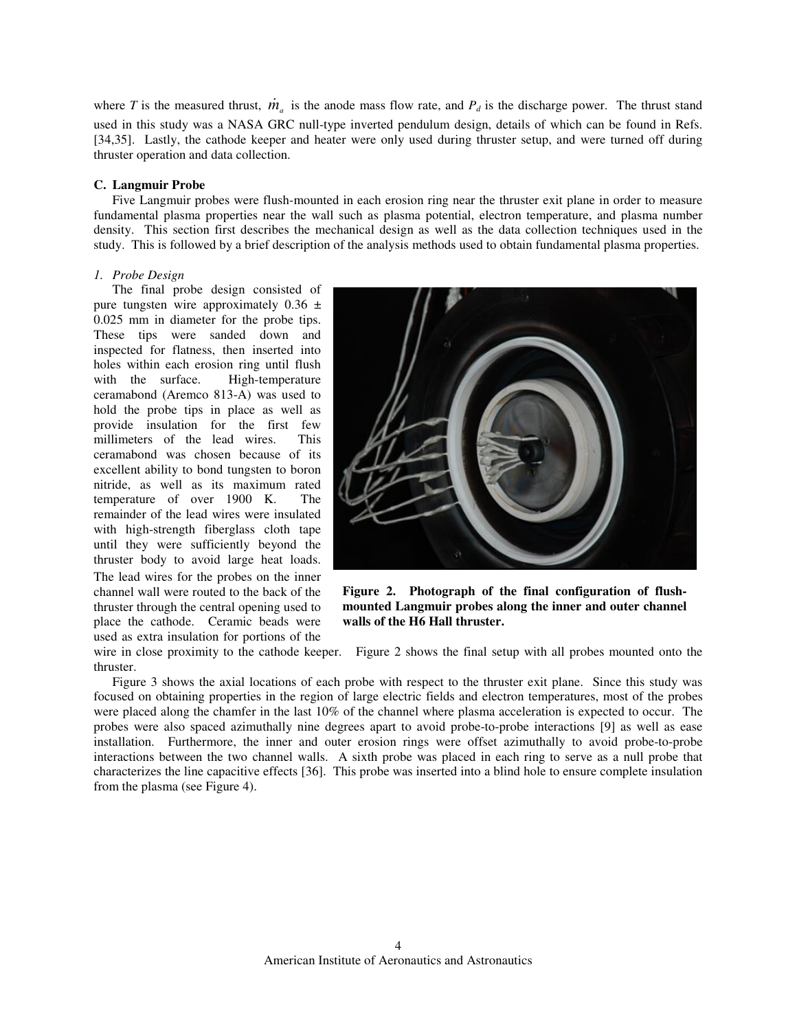where $T$ is the measured thrust, $\dot{m}_a$ is the anode mass flow rate, and $P_d$ is the discharge power. The thrust stand used in this study was a NASA GRC null-type inverted pendulum design, details of which can be found in Refs. [34,35]. Lastly, the cathode keeper and heater were only used during thruster setup, and were turned off during thruster operation and data collection.

### C. Langmuir Probe

Five Langmuir probes were flush-mounted in each erosion ring near the thruster exit plane in order to measure fundamental plasma properties near the wall such as plasma potential, electron temperature, and plasma number density. This section first describes the mechanical design as well as the data collection techniques used in the study. This is followed by a brief description of the analysis methods used to obtain fundamental plasma properties.

#### *1. Probe Design*

The final probe design consisted of pure tungsten wire approximately 0.36 ± 0.025 mm in diameter for the probe tips. These tips were sanded down and inspected for flatness, then inserted into holes within each erosion ring until flush with the surface. High-temperature ceramabond (Aremco 813-A) was used to hold the probe tips in place as well as provide insulation for the first few millimeters of the lead wires. This ceramabond was chosen because of its excellent ability to bond tungsten to boron nitride, as well as its maximum rated temperature of over 1900 K. The remainder of the lead wires were insulated with high-strength fiberglass cloth tape until they were sufficiently beyond the thruster body to avoid large heat loads. The lead wires for the probes on the inner channel wall were routed to the back of the thruster through the central opening used to place the cathode. Ceramic beads were used as extra insulation for portions of the wire in close proximity to the cathode keeper. Figure 2 shows the final setup with all probes mounted onto the thruster.

**Figure 2. Photograph of the final configuration of flush-mounted Langmuir probes along the inner and outer channel walls of the H6 Hall thruster.**

Figure 3 shows the axial locations of each probe with respect to the thruster exit plane. Since this study was focused on obtaining properties in the region of large electric fields and electron temperatures, most of the probes were placed along the chamfer in the last 10% of the channel where plasma acceleration is expected to occur. The probes were also spaced azimuthally nine degrees apart to avoid probe-to-probe interactions [9] as well as ease installation. Furthermore, the inner and outer erosion rings were offset azimuthally to avoid probe-to-probe interactions between the two channel walls. A sixth probe was placed in each ring to serve as a null probe that characterizes the line capacitive effects [36]. This probe was inserted into a blind hole to ensure complete insulation from the plasma (see Figure 4).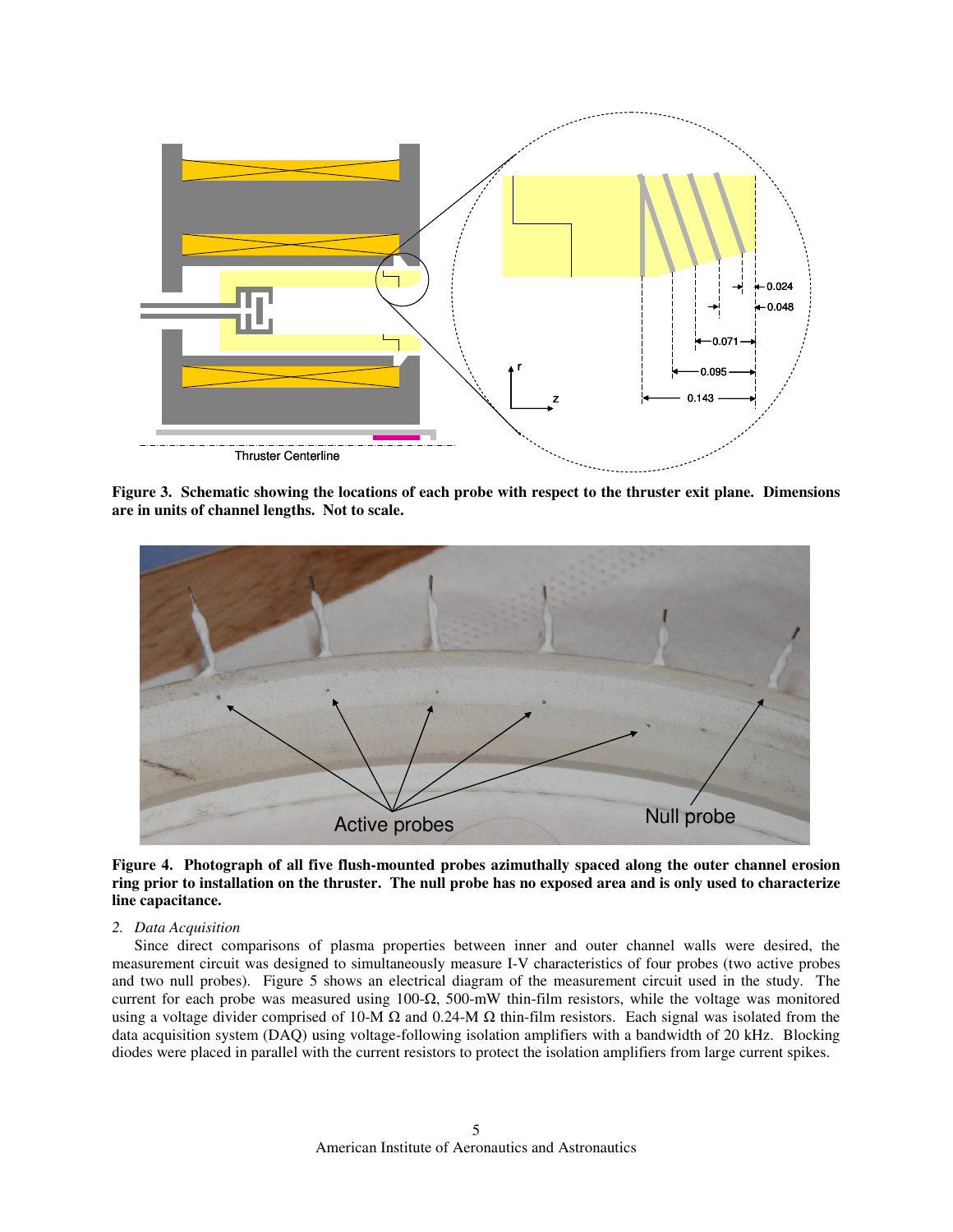**Figure 3. Schematic showing the locations of each probe with respect to the thruster exit plane. Dimensions are in units of channel lengths. Not to scale.**

**Figure 4. Photograph of all five flush-mounted probes azimuthally spaced along the outer channel erosion ring prior to installation on the thruster. The null probe has no exposed area and is only used to characterize line capacitance.**

*2. Data Acquisition*

Since direct comparisons of plasma properties between inner and outer channel walls were desired, the measurement circuit was designed to simultaneously measure I-V characteristics of four probes (two active probes and two null probes). Figure 5 shows an electrical diagram of the measurement circuit used in the study. The current for each probe was measured using 100-Ω, 500-mW thin-film resistors, while the voltage was monitored using a voltage divider comprised of 10-M Ω and 0.24-M Ω thin-film resistors. Each signal was isolated from the data acquisition system (DAQ) using voltage-following isolation amplifiers with a bandwidth of 20 kHz. Blocking diodes were placed in parallel with the current resistors to protect the isolation amplifiers from large current spikes.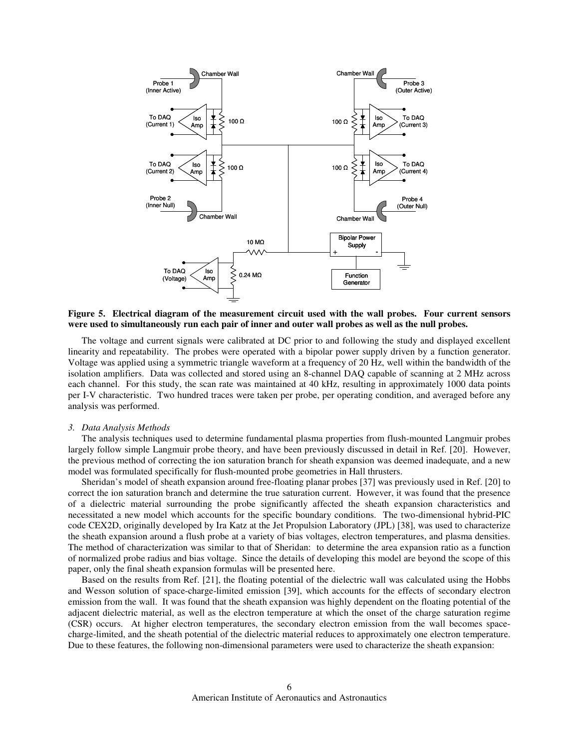**Figure 5. Electrical diagram of the measurement circuit used with the wall probes. Four current sensors were used to simultaneously run each pair of inner and outer wall probes as well as the null probes.**

The voltage and current signals were calibrated at DC prior to and following the study and displayed excellent linearity and repeatability. The probes were operated with a bipolar power supply driven by a function generator. Voltage was applied using a symmetric triangle waveform at a frequency of 20 Hz, well within the bandwidth of the isolation amplifiers. Data was collected and stored using an 8-channel DAQ capable of scanning at 2 MHz across each channel. For this study, the scan rate was maintained at 40 kHz, resulting in approximately 1000 data points per I-V characteristic. Two hundred traces were taken per probe, per operating condition, and averaged before any analysis was performed.

### *3. Data Analysis Methods*

The analysis techniques used to determine fundamental plasma properties from flush-mounted Langmuir probes largely follow simple Langmuir probe theory, and have been previously discussed in detail in Ref. [20]. However, the previous method of correcting the ion saturation branch for sheath expansion was deemed inadequate, and a new model was formulated specifically for flush-mounted probe geometries in Hall thrusters.

Sheridan's model of sheath expansion around free-floating planar probes [37] was previously used in Ref. [20] to correct the ion saturation branch and determine the true saturation current. However, it was found that the presence of a dielectric material surrounding the probe significantly affected the sheath expansion characteristics and necessitated a new model which accounts for the specific boundary conditions. The two-dimensional hybrid-PIC code CEX2D, originally developed by Ira Katz at the Jet Propulsion Laboratory (JPL) [38], was used to characterize the sheath expansion around a flush probe at a variety of bias voltages, electron temperatures, and plasma densities. The method of characterization was similar to that of Sheridan: to determine the area expansion ratio as a function of normalized probe radius and bias voltage. Since the details of developing this model are beyond the scope of this paper, only the final sheath expansion formulas will be presented here.

Based on the results from Ref. [21], the floating potential of the dielectric wall was calculated using the Hobbs and Wesson solution of space-charge-limited emission [39], which accounts for the effects of secondary electron emission from the wall. It was found that the sheath expansion was highly dependent on the floating potential of the adjacent dielectric material, as well as the electron temperature at which the onset of the charge saturation regime (CSR) occurs. At higher electron temperatures, the secondary electron emission from the wall becomes space-charge-limited, and the sheath potential of the dielectric material reduces to approximately one electron temperature. Due to these features, the following non-dimensional parameters were used to characterize the sheath expansion: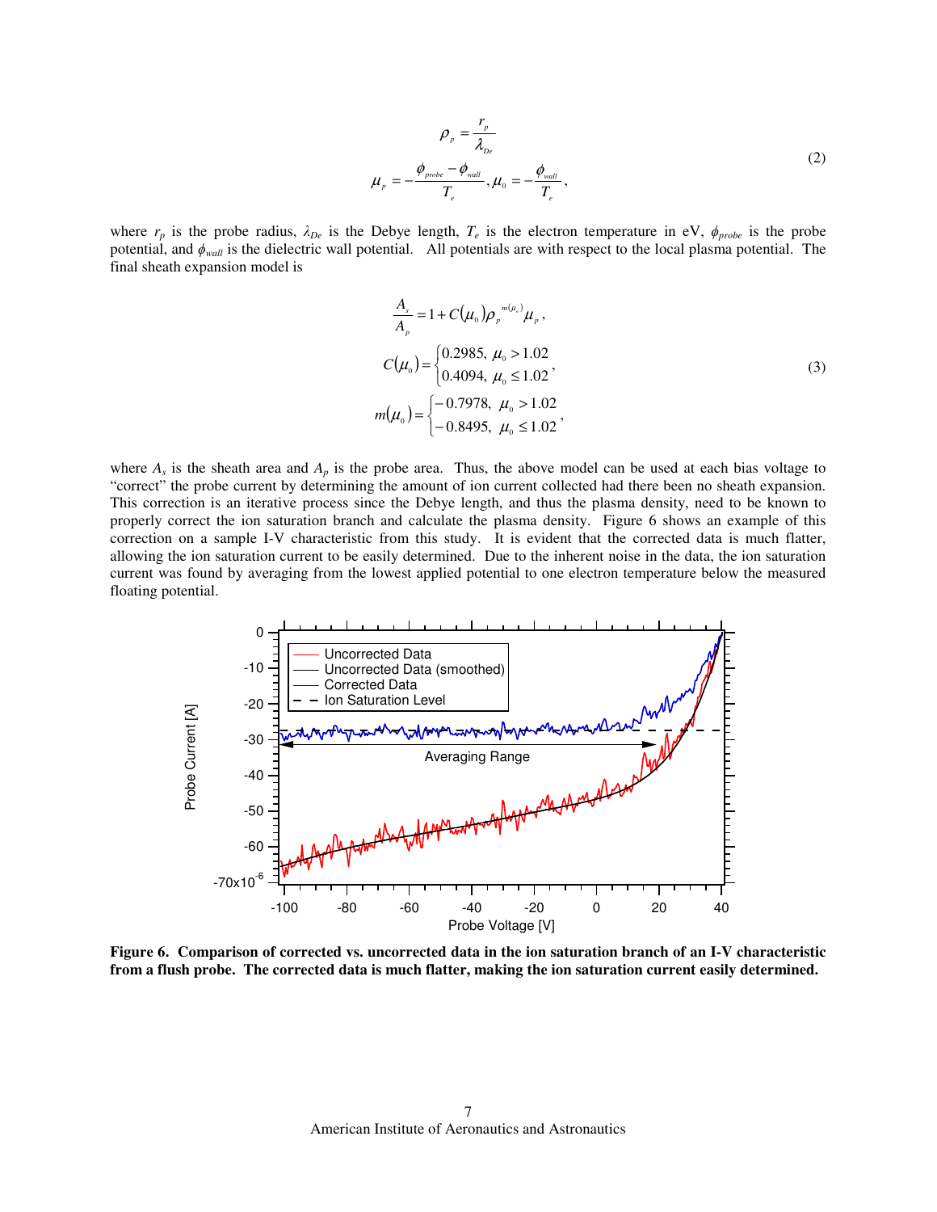$$\rho_p = \frac{r_p}{\lambda_{De}}$$
$$\mu_p = -\frac{\phi_{probe} - \phi_{wall}}{T_e}, \mu_0 = -\frac{\phi_{wall}}{T_e}, \tag{2}$$

where $r_p$ is the probe radius, $\lambda_{De}$ is the Debye length, $T_e$ is the electron temperature in eV, $\phi_{probe}$ is the probe potential, and $\phi_{wall}$ is the dielectric wall potential. All potentials are with respect to the local plasma potential. The final sheath expansion model is

$$\frac{A_s}{A_p} = 1 + C(\mu_0)\rho_p^{m(\mu_0)}\mu_p,$$
$$C(\mu_0) = \begin{cases} 0.2985, & \mu_0 > 1.02 \\ 0.4094, & \mu_0 \le 1.02 \end{cases}, \tag{3}$$
$$m(\mu_0) = \begin{cases} -0.7978, & \mu_0 > 1.02 \\ -0.8495, & \mu_0 \le 1.02 \end{cases},$$

where $A_s$ is the sheath area and $A_p$ is the probe area. Thus, the above model can be used at each bias voltage to "correct" the probe current by determining the amount of ion current collected had there been no sheath expansion. This correction is an iterative process since the Debye length, and thus the plasma density, need to be known to properly correct the ion saturation branch and calculate the plasma density. Figure 6 shows an example of this correction on a sample I-V characteristic from this study. It is evident that the corrected data is much flatter, allowing the ion saturation current to be easily determined. Due to the inherent noise in the data, the ion saturation current was found by averaging from the lowest applied potential to one electron temperature below the measured floating potential.

**Figure 6. Comparison of corrected vs. uncorrected data in the ion saturation branch of an I-V characteristic from a flush probe. The corrected data is much flatter, making the ion saturation current easily determined.**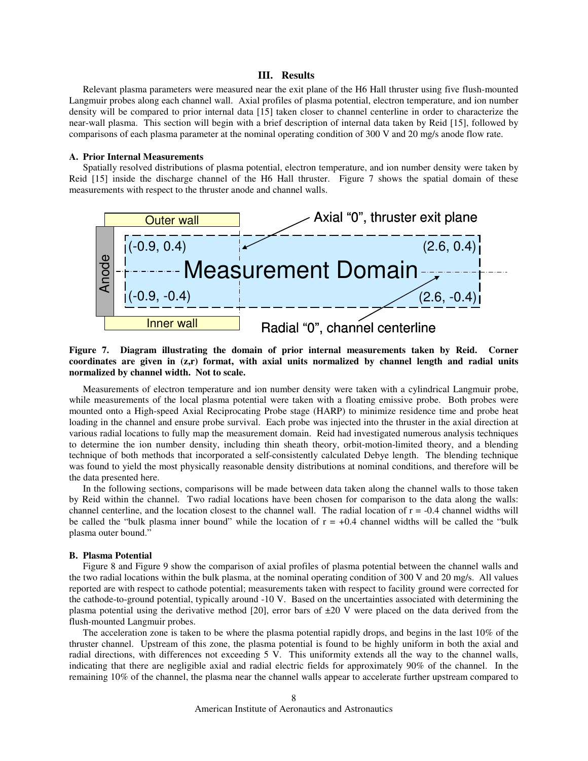## III. Results

Relevant plasma parameters were measured near the exit plane of the H6 Hall thruster using five flush-mounted Langmuir probes along each channel wall. Axial profiles of plasma potential, electron temperature, and ion number density will be compared to prior internal data [15] taken closer to channel centerline in order to characterize the near-wall plasma. This section will begin with a brief description of internal data taken by Reid [15], followed by comparisons of each plasma parameter at the nominal operating condition of 300 V and 20 mg/s anode flow rate.

### A. Prior Internal Measurements

Spatially resolved distributions of plasma potential, electron temperature, and ion number density were taken by Reid [15] inside the discharge channel of the H6 Hall thruster. Figure 7 shows the spatial domain of these measurements with respect to the thruster anode and channel walls.

**Figure 7. Diagram illustrating the domain of prior internal measurements taken by Reid. Corner coordinates are given in (z,r) format, with axial units normalized by channel length and radial units normalized by channel width. Not to scale.**

Measurements of electron temperature and ion number density were taken with a cylindrical Langmuir probe, while measurements of the local plasma potential were taken with a floating emissive probe. Both probes were mounted onto a High-speed Axial Reciprocating Probe stage (HARP) to minimize residence time and probe heat loading in the channel and ensure probe survival. Each probe was injected into the thruster in the axial direction at various radial locations to fully map the measurement domain. Reid had investigated numerous analysis techniques to determine the ion number density, including thin sheath theory, orbit-motion-limited theory, and a blending technique of both methods that incorporated a self-consistently calculated Debye length. The blending technique was found to yield the most physically reasonable density distributions at nominal conditions, and therefore will be the data presented here.

In the following sections, comparisons will be made between data taken along the channel walls to those taken by Reid within the channel. Two radial locations have been chosen for comparison to the data along the walls: channel centerline, and the location closest to the channel wall. The radial location of r = -0.4 channel widths will be called the "bulk plasma inner bound" while the location of r = +0.4 channel widths will be called the "bulk plasma outer bound."

### B. Plasma Potential

Figure 8 and Figure 9 show the comparison of axial profiles of plasma potential between the channel walls and the two radial locations within the bulk plasma, at the nominal operating condition of 300 V and 20 mg/s. All values reported are with respect to cathode potential; measurements taken with respect to facility ground were corrected for the cathode-to-ground potential, typically around -10 V. Based on the uncertainties associated with determining the plasma potential using the derivative method [20], error bars of ±20 V were placed on the data derived from the flush-mounted Langmuir probes.

The acceleration zone is taken to be where the plasma potential rapidly drops, and begins in the last 10% of the thruster channel. Upstream of this zone, the plasma potential is found to be highly uniform in both the axial and radial directions, with differences not exceeding 5 V. This uniformity extends all the way to the channel walls, indicating that there are negligible axial and radial electric fields for approximately 90% of the channel. In the remaining 10% of the channel, the plasma near the channel walls appear to accelerate further upstream compared to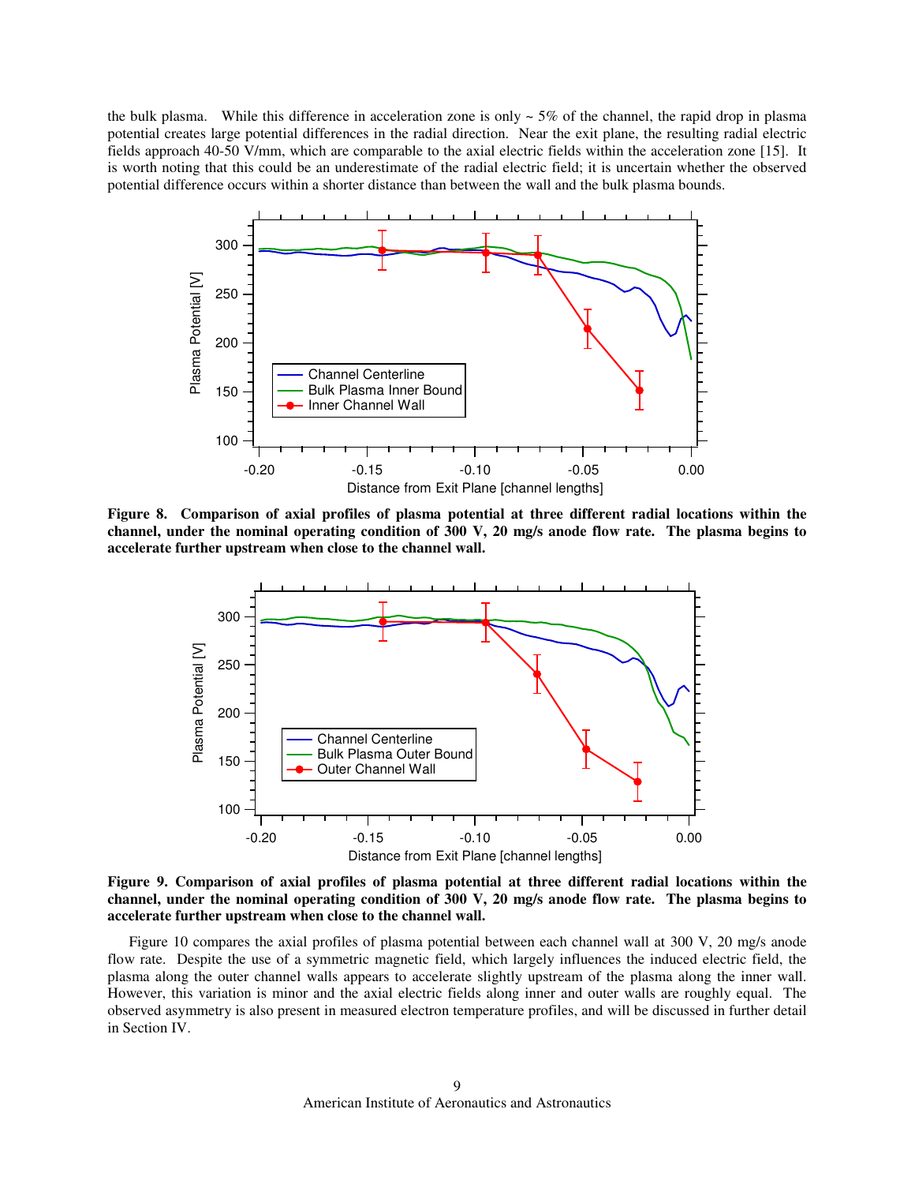the bulk plasma. While this difference in acceleration zone is only ~ 5% of the channel, the rapid drop in plasma potential creates large potential differences in the radial direction. Near the exit plane, the resulting radial electric fields approach 40-50 V/mm, which are comparable to the axial electric fields within the acceleration zone [15]. It is worth noting that this could be an underestimate of the radial electric field; it is uncertain whether the observed potential difference occurs within a shorter distance than between the wall and the bulk plasma bounds.

**Figure 8. Comparison of axial profiles of plasma potential at three different radial locations within the channel, under the nominal operating condition of 300 V, 20 mg/s anode flow rate. The plasma begins to accelerate further upstream when close to the channel wall.**

**Figure 9. Comparison of axial profiles of plasma potential at three different radial locations within the channel, under the nominal operating condition of 300 V, 20 mg/s anode flow rate. The plasma begins to accelerate further upstream when close to the channel wall.**

Figure 10 compares the axial profiles of plasma potential between each channel wall at 300 V, 20 mg/s anode flow rate. Despite the use of a symmetric magnetic field, which largely influences the induced electric field, the plasma along the outer channel walls appears to accelerate slightly upstream of the plasma along the inner wall. However, this variation is minor and the axial electric fields along inner and outer walls are roughly equal. The observed asymmetry is also present in measured electron temperature profiles, and will be discussed in further detail in Section IV.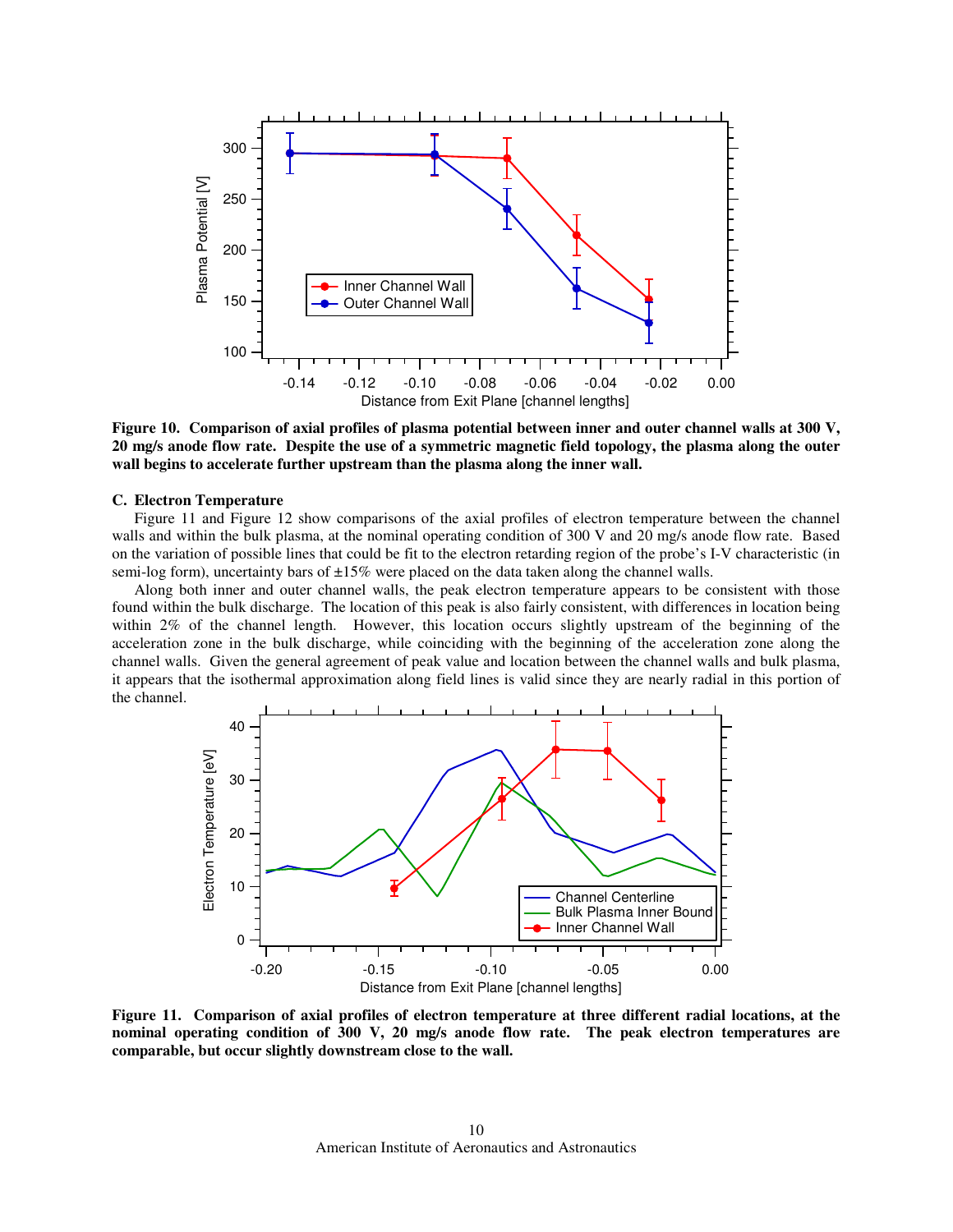**Figure 10. Comparison of axial profiles of plasma potential between inner and outer channel walls at 300 V, 20 mg/s anode flow rate. Despite the use of a symmetric magnetic field topology, the plasma along the outer wall begins to accelerate further upstream than the plasma along the inner wall.**

### C. Electron Temperature

Figure 11 and Figure 12 show comparisons of the axial profiles of electron temperature between the channel walls and within the bulk plasma, at the nominal operating condition of 300 V and 20 mg/s anode flow rate. Based on the variation of possible lines that could be fit to the electron retarding region of the probe's I-V characteristic (in semi-log form), uncertainty bars of ±15% were placed on the data taken along the channel walls.

Along both inner and outer channel walls, the peak electron temperature appears to be consistent with those found within the bulk discharge. The location of this peak is also fairly consistent, with differences in location being within 2% of the channel length. However, this location occurs slightly upstream of the beginning of the acceleration zone in the bulk discharge, while coinciding with the beginning of the acceleration zone along the channel walls. Given the general agreement of peak value and location between the channel walls and bulk plasma, it appears that the isothermal approximation along field lines is valid since they are nearly radial in this portion of the channel.

**Figure 11. Comparison of axial profiles of electron temperature at three different radial locations, at the nominal operating condition of 300 V, 20 mg/s anode flow rate. The peak electron temperatures are comparable, but occur slightly downstream close to the wall.**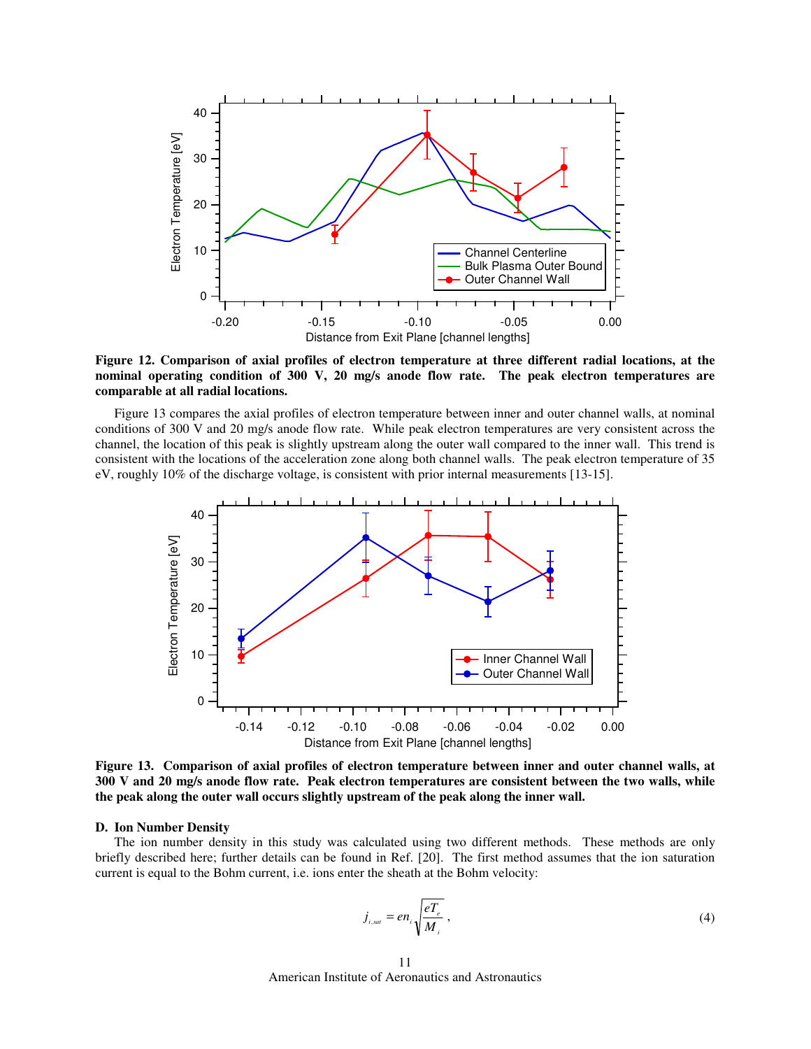**Figure 12. Comparison of axial profiles of electron temperature at three different radial locations, at the nominal operating condition of 300 V, 20 mg/s anode flow rate. The peak electron temperatures are comparable at all radial locations.**

Figure 13 compares the axial profiles of electron temperature between inner and outer channel walls, at nominal conditions of 300 V and 20 mg/s anode flow rate. While peak electron temperatures are very consistent across the channel, the location of this peak is slightly upstream along the outer wall compared to the inner wall. This trend is consistent with the locations of the acceleration zone along both channel walls. The peak electron temperature of 35 eV, roughly 10% of the discharge voltage, is consistent with prior internal measurements [13-15].

**Figure 13. Comparison of axial profiles of electron temperature between inner and outer channel walls, at 300 V and 20 mg/s anode flow rate. Peak electron temperatures are consistent between the two walls, while the peak along the outer wall occurs slightly upstream of the peak along the inner wall.**

### D. Ion Number Density

The ion number density in this study was calculated using two different methods. These methods are only briefly described here; further details can be found in Ref. [20]. The first method assumes that the ion saturation current is equal to the Bohm current, i.e. ions enter the sheath at the Bohm velocity:

$$j_{i,sat} = en_i \sqrt{\frac{eT_e}{M_i}}, \tag{4}$$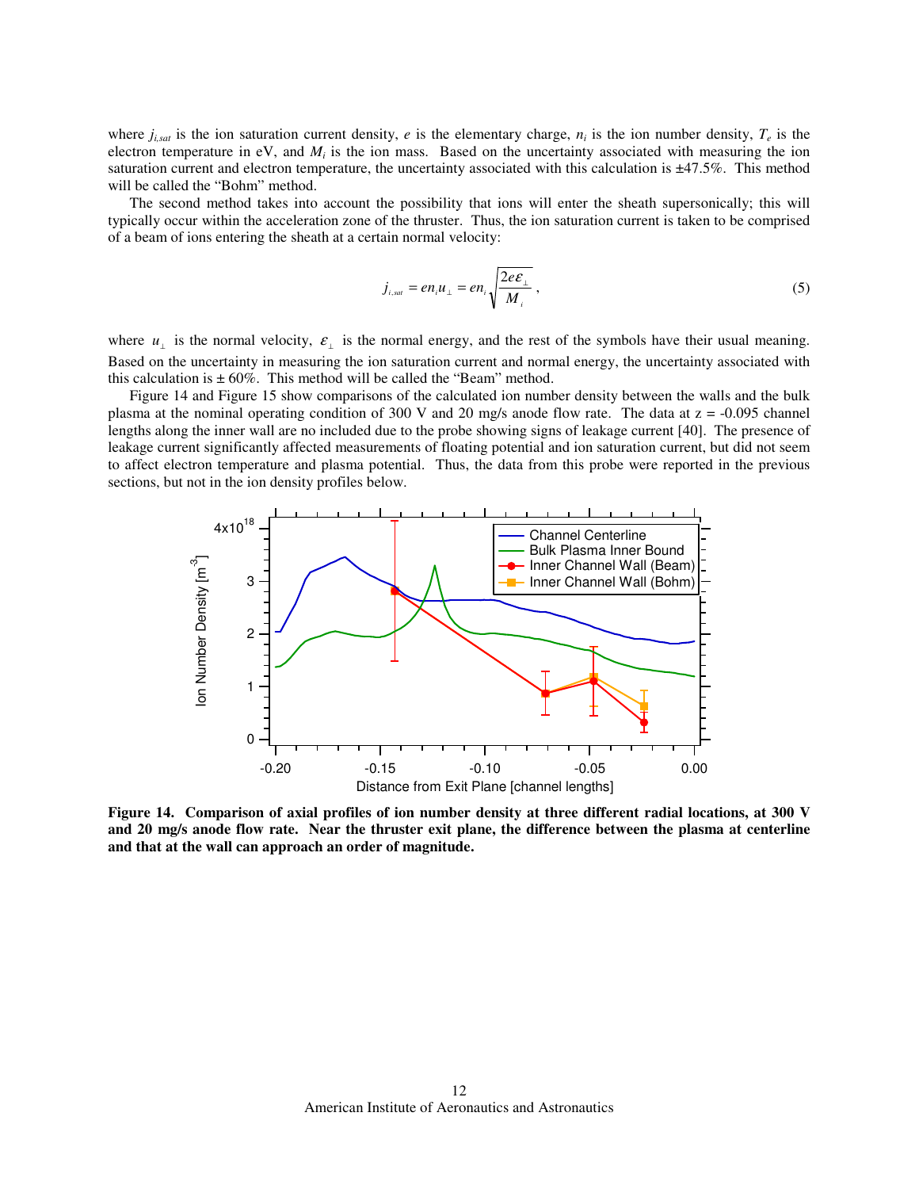where $j_{i,sat}$ is the ion saturation current density, $e$ is the elementary charge, $n_i$ is the ion number density, $T_e$ is the electron temperature in eV, and $M_i$ is the ion mass. Based on the uncertainty associated with measuring the ion saturation current and electron temperature, the uncertainty associated with this calculation is ±47.5%. This method will be called the "Bohm" method.

The second method takes into account the possibility that ions will enter the sheath supersonically; this will typically occur within the acceleration zone of the thruster. Thus, the ion saturation current is taken to be comprised of a beam of ions entering the sheath at a certain normal velocity:

$$j_{i,sat} = en_i u_\perp = en_i \sqrt{\frac{2e\varepsilon_\perp}{M_i}}, \tag{5}$$

where $u_\perp$ is the normal velocity, $\varepsilon_\perp$ is the normal energy, and the rest of the symbols have their usual meaning. Based on the uncertainty in measuring the ion saturation current and normal energy, the uncertainty associated with this calculation is ± 60%. This method will be called the "Beam" method.

Figure 14 and Figure 15 show comparisons of the calculated ion number density between the walls and the bulk plasma at the nominal operating condition of 300 V and 20 mg/s anode flow rate. The data at z = -0.095 channel lengths along the inner wall are no included due to the probe showing signs of leakage current [40]. The presence of leakage current significantly affected measurements of floating potential and ion saturation current, but did not seem to affect electron temperature and plasma potential. Thus, the data from this probe were reported in the previous sections, but not in the ion density profiles below.

**Figure 14. Comparison of axial profiles of ion number density at three different radial locations, at 300 V and 20 mg/s anode flow rate. Near the thruster exit plane, the difference between the plasma at centerline and that at the wall can approach an order of magnitude.**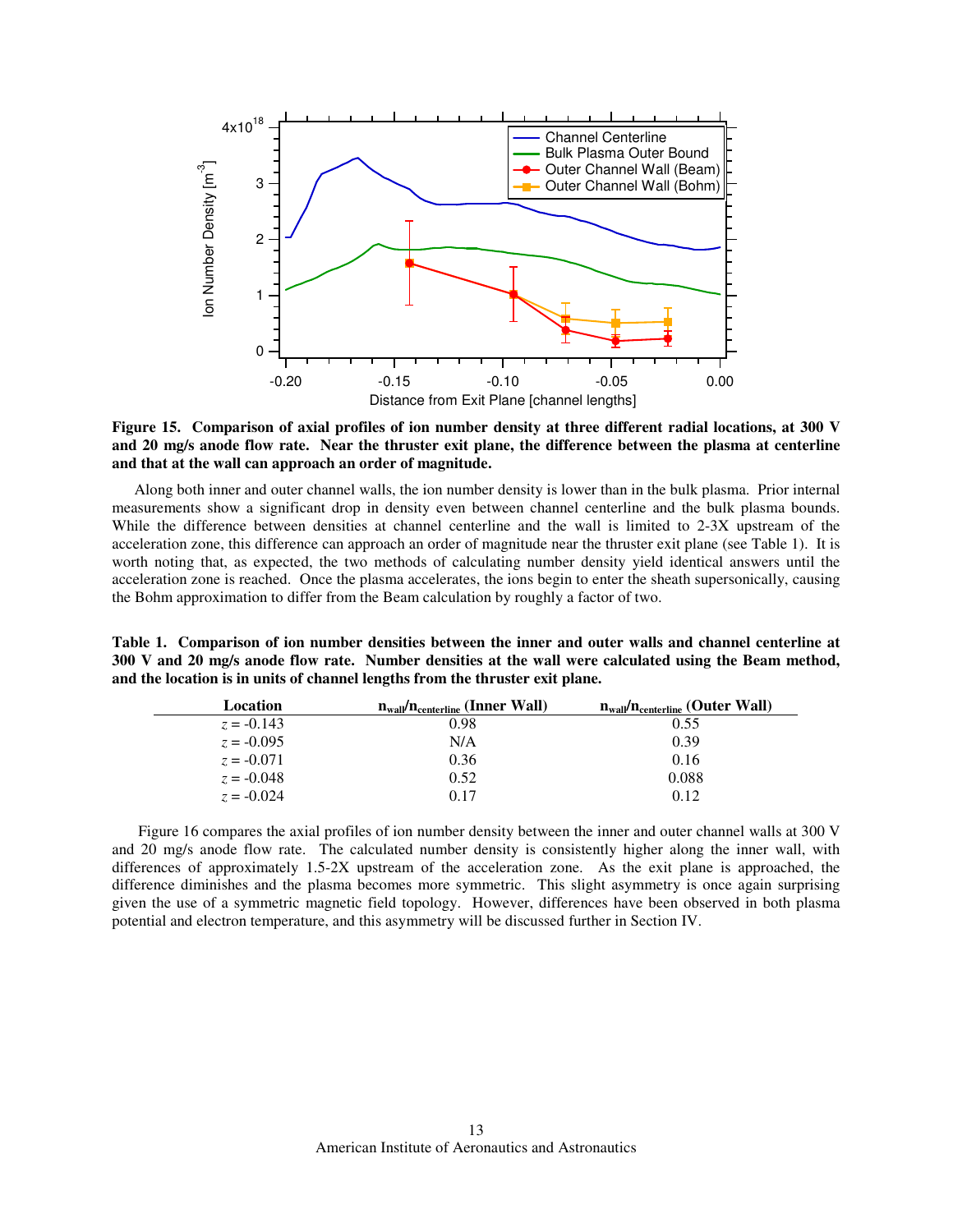**Figure 15. Comparison of axial profiles of ion number density at three different radial locations, at 300 V and 20 mg/s anode flow rate. Near the thruster exit plane, the difference between the plasma at centerline and that at the wall can approach an order of magnitude.**

Along both inner and outer channel walls, the ion number density is lower than in the bulk plasma. Prior internal measurements show a significant drop in density even between channel centerline and the bulk plasma bounds. While the difference between densities at channel centerline and the wall is limited to 2-3X upstream of the acceleration zone, this difference can approach an order of magnitude near the thruster exit plane (see Table 1). It is worth noting that, as expected, the two methods of calculating number density yield identical answers until the acceleration zone is reached. Once the plasma accelerates, the ions begin to enter the sheath supersonically, causing the Bohm approximation to differ from the Beam calculation by roughly a factor of two.

**Table 1. Comparison of ion number densities between the inner and outer walls and channel centerline at 300 V and 20 mg/s anode flow rate. Number densities at the wall were calculated using the Beam method, and the location is in units of channel lengths from the thruster exit plane.**

| Location | $n_{wall}/n_{centerline}$ (Inner Wall) | $n_{wall}/n_{centerline}$ (Outer Wall) |
|---|---|---|
| $z$ = -0.143 | 0.98 | 0.55 |
| $z$ = -0.095 | N/A | 0.39 |
| $z$ = -0.071 | 0.36 | 0.16 |
| $z$ = -0.048 | 0.52 | 0.088 |
| $z$ = -0.024 | 0.17 | 0.12 |

Figure 16 compares the axial profiles of ion number density between the inner and outer channel walls at 300 V and 20 mg/s anode flow rate. The calculated number density is consistently higher along the inner wall, with differences of approximately 1.5-2X upstream of the acceleration zone. As the exit plane is approached, the difference diminishes and the plasma becomes more symmetric. This slight asymmetry is once again surprising given the use of a symmetric magnetic field topology. However, differences have been observed in both plasma potential and electron temperature, and this asymmetry will be discussed further in Section IV.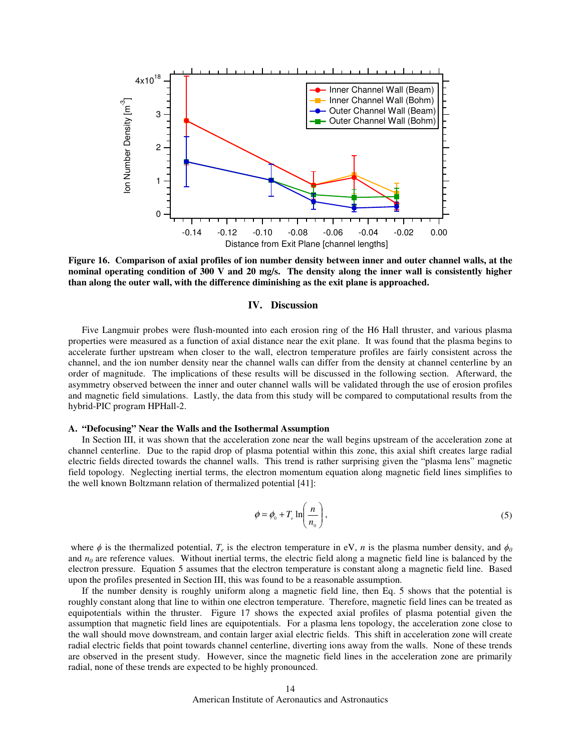**Figure 16. Comparison of axial profiles of ion number density between inner and outer channel walls, at the nominal operating condition of 300 V and 20 mg/s. The density along the inner wall is consistently higher than along the outer wall, with the difference diminishing as the exit plane is approached.**

## IV. Discussion

Five Langmuir probes were flush-mounted into each erosion ring of the H6 Hall thruster, and various plasma properties were measured as a function of axial distance near the exit plane. It was found that the plasma begins to accelerate further upstream when closer to the wall, electron temperature profiles are fairly consistent across the channel, and the ion number density near the channel walls can differ from the density at channel centerline by an order of magnitude. The implications of these results will be discussed in the following section. Afterward, the asymmetry observed between the inner and outer channel walls will be validated through the use of erosion profiles and magnetic field simulations. Lastly, the data from this study will be compared to computational results from the hybrid-PIC program HPHall-2.

### A. "Defocusing" Near the Walls and the Isothermal Assumption

In Section III, it was shown that the acceleration zone near the wall begins upstream of the acceleration zone at channel centerline. Due to the rapid drop of plasma potential within this zone, this axial shift creates large radial electric fields directed towards the channel walls. This trend is rather surprising given the "plasma lens" magnetic field topology. Neglecting inertial terms, the electron momentum equation along magnetic field lines simplifies to the well known Boltzmann relation of thermalized potential [41]:

$$\phi = \phi_0 + T_e \ln\left(\frac{n}{n_0}\right), \tag{5}$$

where $\phi$ is the thermalized potential, $T_e$ is the electron temperature in eV, $n$ is the plasma number density, and $\phi_0$ and $n_0$ are reference values. Without inertial terms, the electric field along a magnetic field line is balanced by the electron pressure. Equation 5 assumes that the electron temperature is constant along a magnetic field line. Based upon the profiles presented in Section III, this was found to be a reasonable assumption.

If the number density is roughly uniform along a magnetic field line, then Eq. 5 shows that the potential is roughly constant along that line to within one electron temperature. Therefore, magnetic field lines can be treated as equipotentials within the thruster. Figure 17 shows the expected axial profiles of plasma potential given the assumption that magnetic field lines are equipotentials. For a plasma lens topology, the acceleration zone close to the wall should move downstream, and contain larger axial electric fields. This shift in acceleration zone will create radial electric fields that point towards channel centerline, diverting ions away from the walls. None of these trends are observed in the present study. However, since the magnetic field lines in the acceleration zone are primarily radial, none of these trends are expected to be highly pronounced.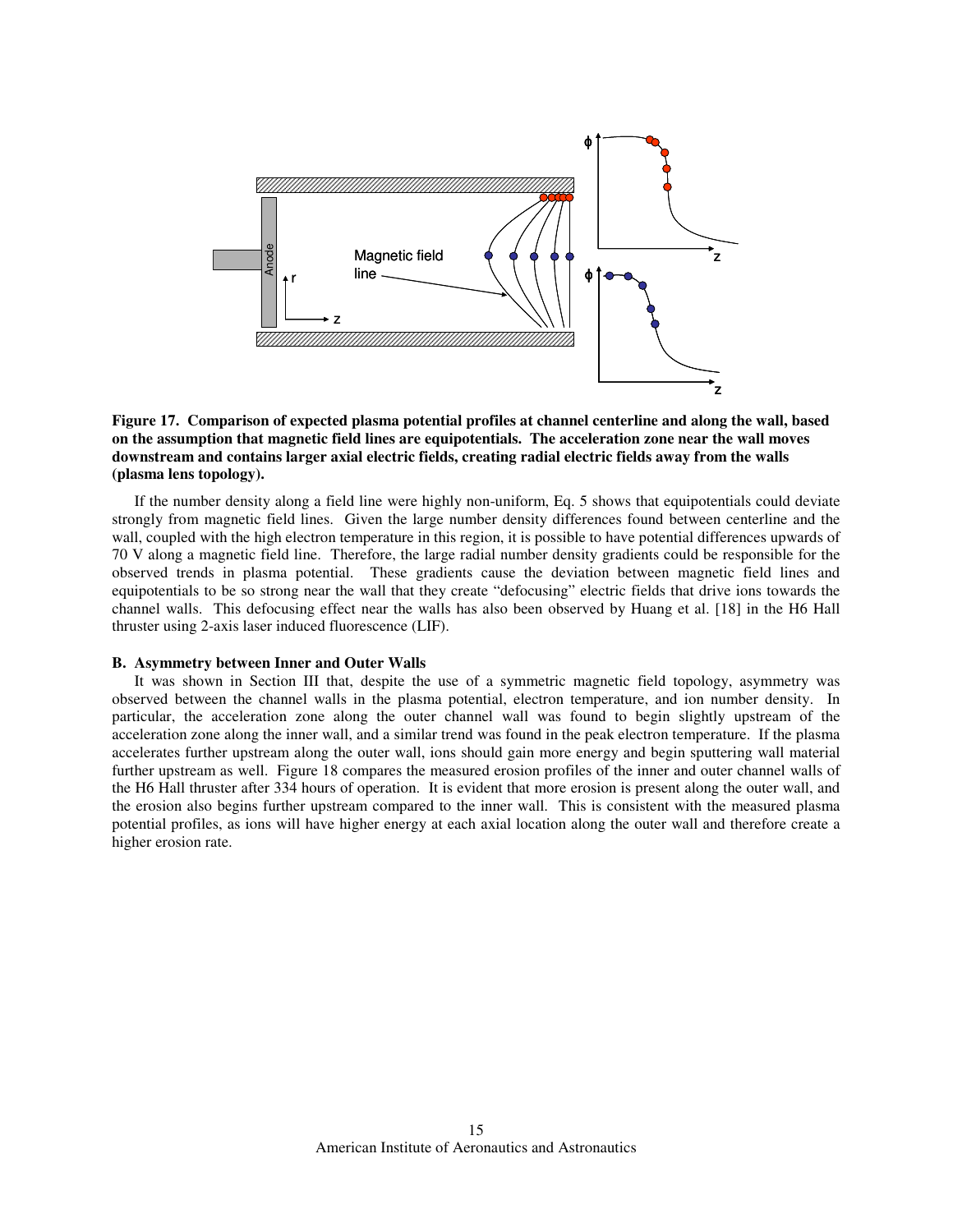**Figure 17. Comparison of expected plasma potential profiles at channel centerline and along the wall, based on the assumption that magnetic field lines are equipotentials. The acceleration zone near the wall moves downstream and contains larger axial electric fields, creating radial electric fields away from the walls (plasma lens topology).**

If the number density along a field line were highly non-uniform, Eq. 5 shows that equipotentials could deviate strongly from magnetic field lines. Given the large number density differences found between centerline and the wall, coupled with the high electron temperature in this region, it is possible to have potential differences upwards of 70 V along a magnetic field line. Therefore, the large radial number density gradients could be responsible for the observed trends in plasma potential. These gradients cause the deviation between magnetic field lines and equipotentials to be so strong near the wall that they create "defocusing" electric fields that drive ions towards the channel walls. This defocusing effect near the walls has also been observed by Huang et al. [18] in the H6 Hall thruster using 2-axis laser induced fluorescence (LIF).

### B. Asymmetry between Inner and Outer Walls

It was shown in Section III that, despite the use of a symmetric magnetic field topology, asymmetry was observed between the channel walls in the plasma potential, electron temperature, and ion number density. In particular, the acceleration zone along the outer channel wall was found to begin slightly upstream of the acceleration zone along the inner wall, and a similar trend was found in the peak electron temperature. If the plasma accelerates further upstream along the outer wall, ions should gain more energy and begin sputtering wall material further upstream as well. Figure 18 compares the measured erosion profiles of the inner and outer channel walls of the H6 Hall thruster after 334 hours of operation. It is evident that more erosion is present along the outer wall, and the erosion also begins further upstream compared to the inner wall. This is consistent with the measured plasma potential profiles, as ions will have higher energy at each axial location along the outer wall and therefore create a higher erosion rate.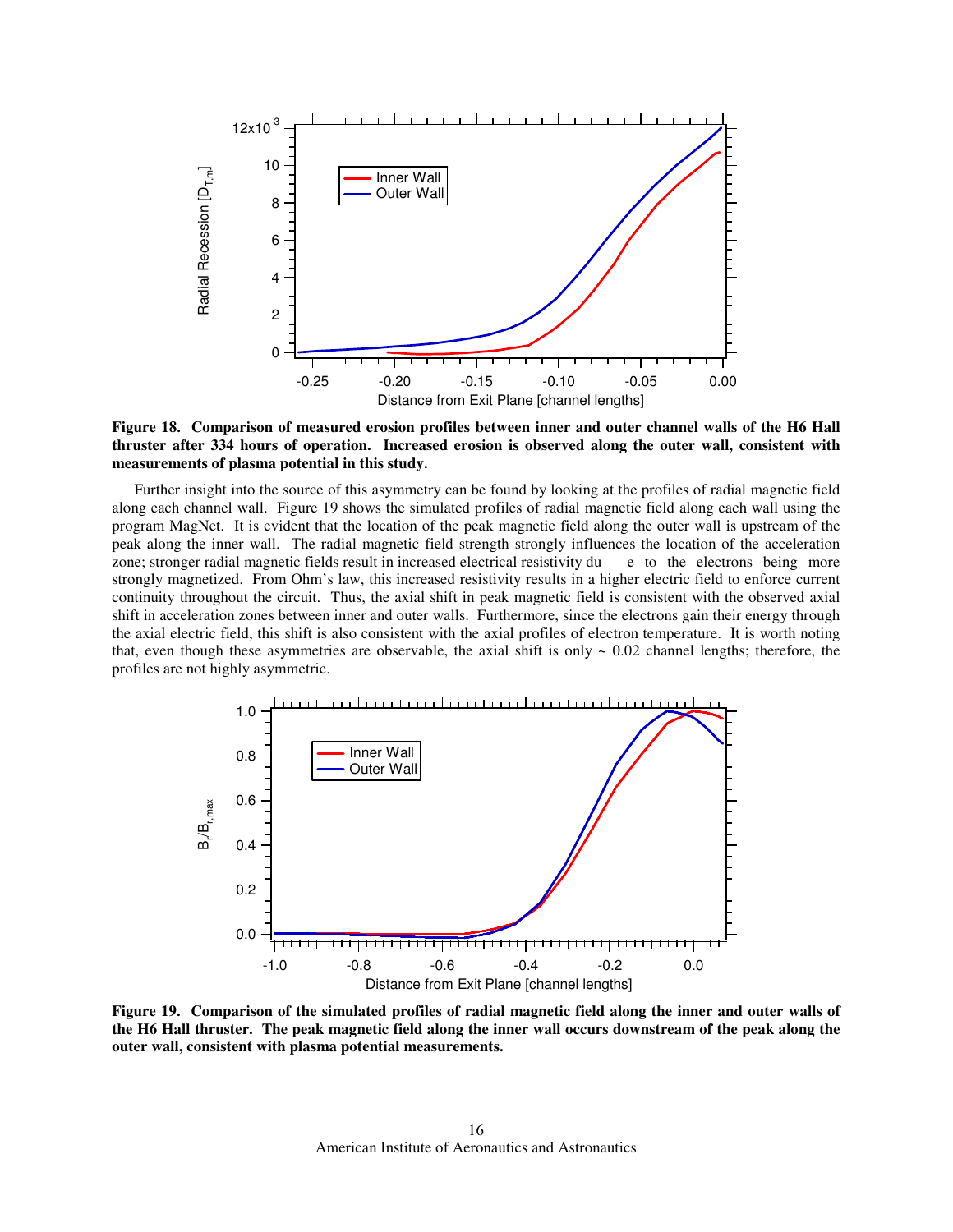**Figure 18. Comparison of measured erosion profiles between inner and outer channel walls of the H6 Hall thruster after 334 hours of operation. Increased erosion is observed along the outer wall, consistent with measurements of plasma potential in this study.**

Further insight into the source of this asymmetry can be found by looking at the profiles of radial magnetic field along each channel wall. Figure 19 shows the simulated profiles of radial magnetic field along each wall using the program MagNet. It is evident that the location of the peak magnetic field along the outer wall is upstream of the peak along the inner wall. The radial magnetic field strength strongly influences the location of the acceleration zone; stronger radial magnetic fields result in increased electrical resistivity due to the electrons being more strongly magnetized. From Ohm's law, this increased resistivity results in a higher electric field to enforce current continuity throughout the circuit. Thus, the axial shift in peak magnetic field is consistent with the observed axial shift in acceleration zones between inner and outer walls. Furthermore, since the electrons gain their energy through the axial electric field, this shift is also consistent with the axial profiles of electron temperature. It is worth noting that, even though these asymmetries are observable, the axial shift is only ~ 0.02 channel lengths; therefore, the profiles are not highly asymmetric.

**Figure 19. Comparison of the simulated profiles of radial magnetic field along the inner and outer walls of the H6 Hall thruster. The peak magnetic field along the inner wall occurs downstream of the peak along the outer wall, consistent with plasma potential measurements.**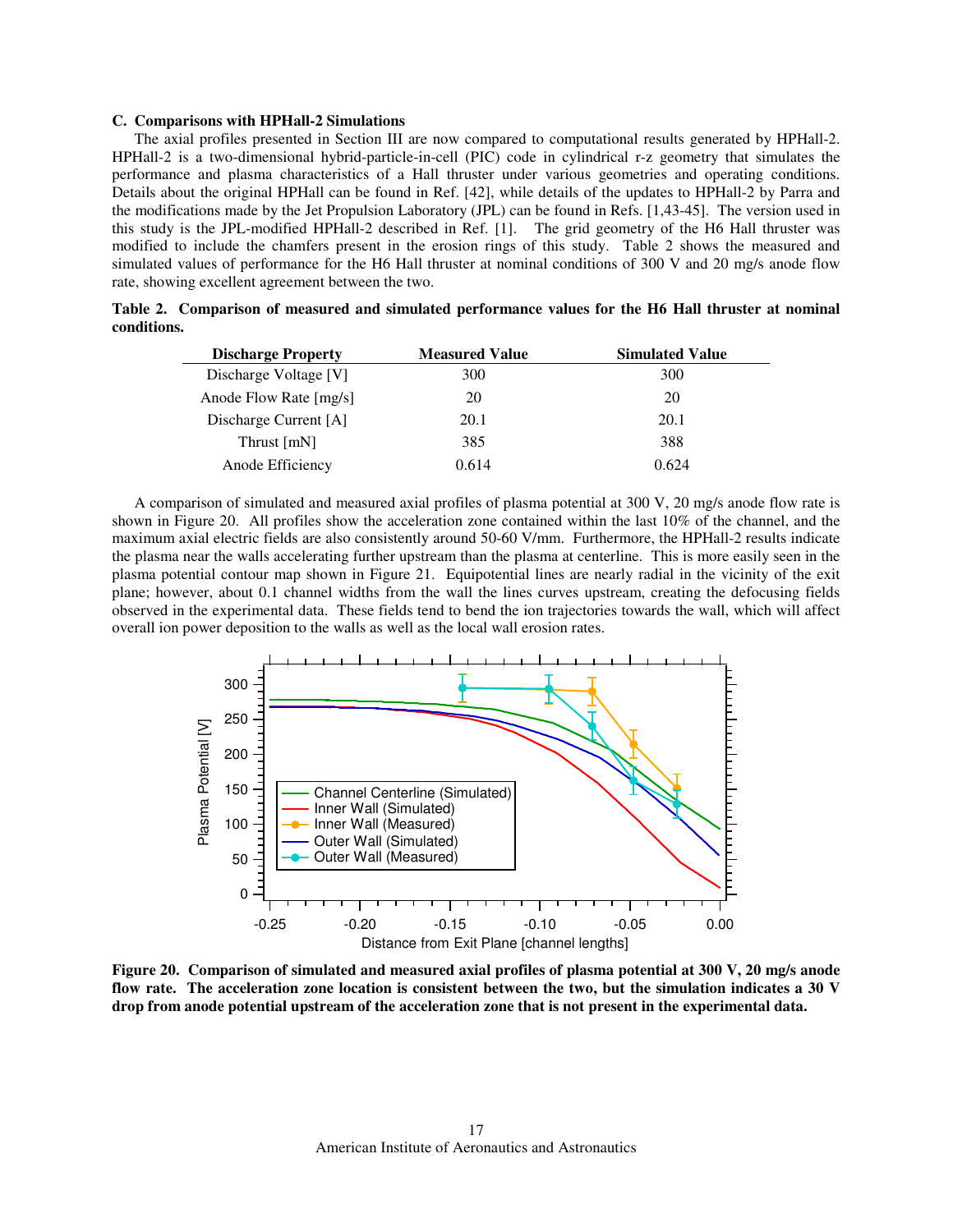### C. Comparisons with HPHall-2 Simulations

The axial profiles presented in Section III are now compared to computational results generated by HPHall-2. HPHall-2 is a two-dimensional hybrid-particle-in-cell (PIC) code in cylindrical r-z geometry that simulates the performance and plasma characteristics of a Hall thruster under various geometries and operating conditions. Details about the original HPHall can be found in Ref. [42], while details of the updates to HPHall-2 by Parra and the modifications made by the Jet Propulsion Laboratory (JPL) can be found in Refs. [1,43-45]. The version used in this study is the JPL-modified HPHall-2 described in Ref. [1]. The grid geometry of the H6 Hall thruster was modified to include the chamfers present in the erosion rings of this study. Table 2 shows the measured and simulated values of performance for the H6 Hall thruster at nominal conditions of 300 V and 20 mg/s anode flow rate, showing excellent agreement between the two.

**Table 2. Comparison of measured and simulated performance values for the H6 Hall thruster at nominal conditions.**

| Discharge Property | Measured Value | Simulated Value |
|---|---|---|
| Discharge Voltage [V] | 300 | 300 |
| Anode Flow Rate [mg/s] | 20 | 20 |
| Discharge Current [A] | 20.1 | 20.1 |
| Thrust [mN] | 385 | 388 |
| Anode Efficiency | 0.614 | 0.624 |

A comparison of simulated and measured axial profiles of plasma potential at 300 V, 20 mg/s anode flow rate is shown in Figure 20. All profiles show the acceleration zone contained within the last 10% of the channel, and the maximum axial electric fields are also consistently around 50-60 V/mm. Furthermore, the HPHall-2 results indicate the plasma near the walls accelerating further upstream than the plasma at centerline. This is more easily seen in the plasma potential contour map shown in Figure 21. Equipotential lines are nearly radial in the vicinity of the exit plane; however, about 0.1 channel widths from the wall the lines curves upstream, creating the defocusing fields observed in the experimental data. These fields tend to bend the ion trajectories towards the wall, which will affect overall ion power deposition to the walls as well as the local wall erosion rates.

**Figure 20. Comparison of simulated and measured axial profiles of plasma potential at 300 V, 20 mg/s anode flow rate. The acceleration zone location is consistent between the two, but the simulation indicates a 30 V drop from anode potential upstream of the acceleration zone that is not present in the experimental data.**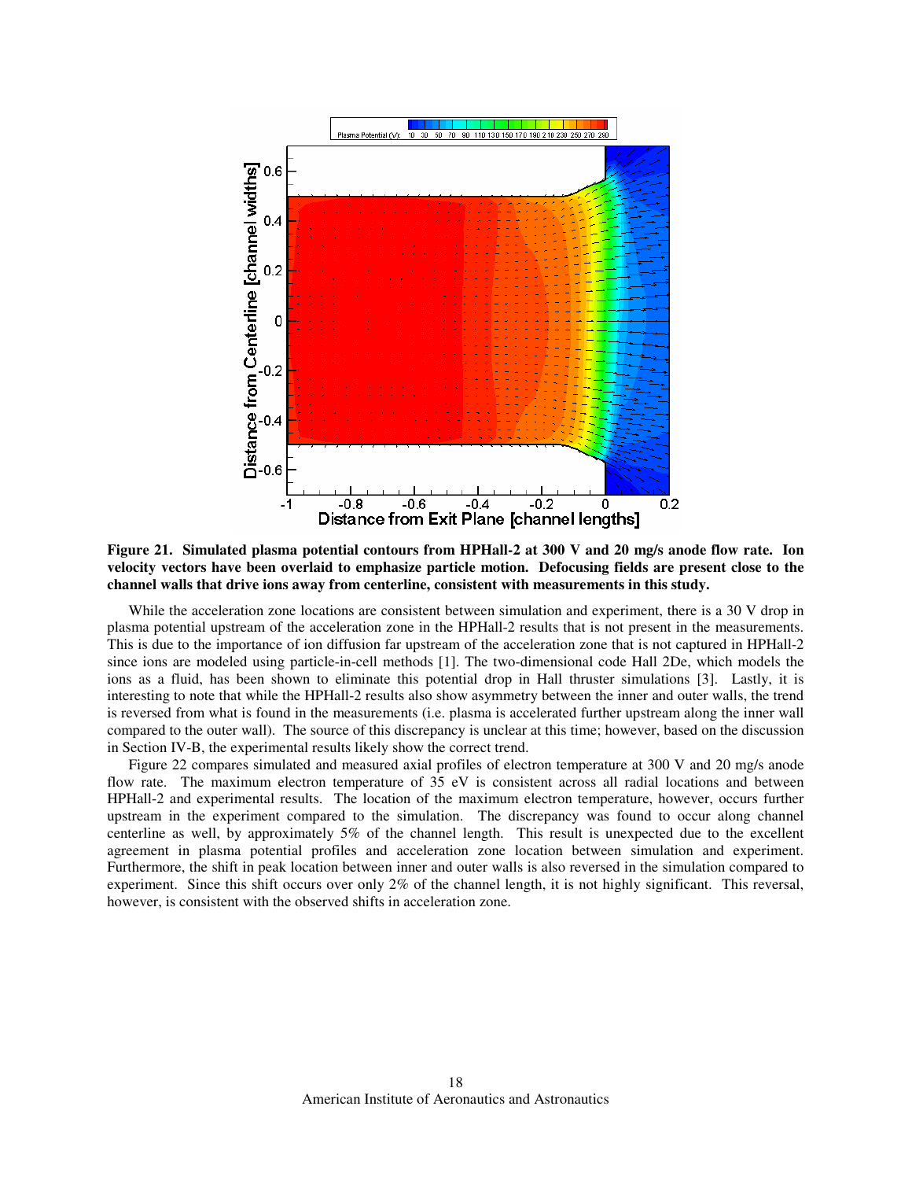**Figure 21. Simulated plasma potential contours from HPHall-2 at 300 V and 20 mg/s anode flow rate. Ion velocity vectors have been overlaid to emphasize particle motion. Defocusing fields are present close to the channel walls that drive ions away from centerline, consistent with measurements in this study.**

While the acceleration zone locations are consistent between simulation and experiment, there is a 30 V drop in plasma potential upstream of the acceleration zone in the HPHall-2 results that is not present in the measurements. This is due to the importance of ion diffusion far upstream of the acceleration zone that is not captured in HPHall-2 since ions are modeled using particle-in-cell methods [1]. The two-dimensional code Hall 2De, which models the ions as a fluid, has been shown to eliminate this potential drop in Hall thruster simulations [3]. Lastly, it is interesting to note that while the HPHall-2 results also show asymmetry between the inner and outer walls, the trend is reversed from what is found in the measurements (i.e. plasma is accelerated further upstream along the inner wall compared to the outer wall). The source of this discrepancy is unclear at this time; however, based on the discussion in Section IV-B, the experimental results likely show the correct trend.

Figure 22 compares simulated and measured axial profiles of electron temperature at 300 V and 20 mg/s anode flow rate. The maximum electron temperature of 35 eV is consistent across all radial locations and between HPHall-2 and experimental results. The location of the maximum electron temperature, however, occurs further upstream in the experiment compared to the simulation. The discrepancy was found to occur along channel centerline as well, by approximately 5% of the channel length. This result is unexpected due to the excellent agreement in plasma potential profiles and acceleration zone location between simulation and experiment. Furthermore, the shift in peak location between inner and outer walls is also reversed in the simulation compared to experiment. Since this shift occurs over only 2% of the channel length, it is not highly significant. This reversal, however, is consistent with the observed shifts in acceleration zone.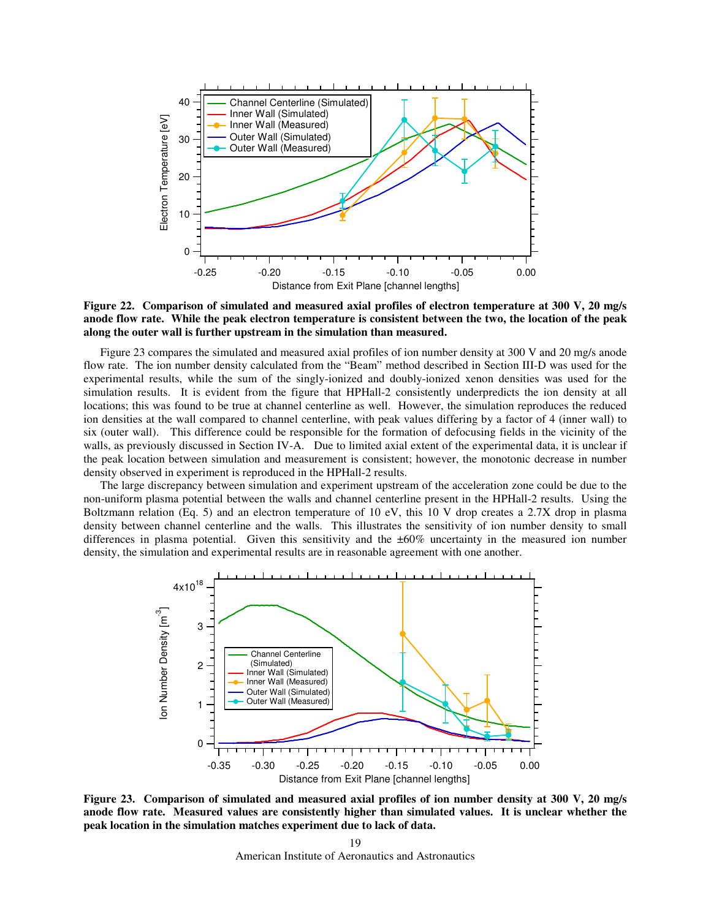**Figure 22. Comparison of simulated and measured axial profiles of electron temperature at 300 V, 20 mg/s anode flow rate. While the peak electron temperature is consistent between the two, the location of the peak along the outer wall is further upstream in the simulation than measured.**

Figure 23 compares the simulated and measured axial profiles of ion number density at 300 V and 20 mg/s anode flow rate. The ion number density calculated from the "Beam" method described in Section III-D was used for the experimental results, while the sum of the singly-ionized and doubly-ionized xenon densities was used for the simulation results. It is evident from the figure that HPHall-2 consistently underpredicts the ion density at all locations; this was found to be true at channel centerline as well. However, the simulation reproduces the reduced ion densities at the wall compared to channel centerline, with peak values differing by a factor of 4 (inner wall) to six (outer wall). This difference could be responsible for the formation of defocusing fields in the vicinity of the walls, as previously discussed in Section IV-A. Due to limited axial extent of the experimental data, it is unclear if the peak location between simulation and measurement is consistent; however, the monotonic decrease in number density observed in experiment is reproduced in the HPHall-2 results.

The large discrepancy between simulation and experiment upstream of the acceleration zone could be due to the non-uniform plasma potential between the walls and channel centerline present in the HPHall-2 results. Using the Boltzmann relation (Eq. 5) and an electron temperature of 10 eV, this 10 V drop creates a 2.7X drop in plasma density between channel centerline and the walls. This illustrates the sensitivity of ion number density to small differences in plasma potential. Given this sensitivity and the ±60% uncertainty in the measured ion number density, the simulation and experimental results are in reasonable agreement with one another.

**Figure 23. Comparison of simulated and measured axial profiles of ion number density at 300 V, 20 mg/s anode flow rate. Measured values are consistently higher than simulated values. It is unclear whether the peak location in the simulation matches experiment due to lack of data.**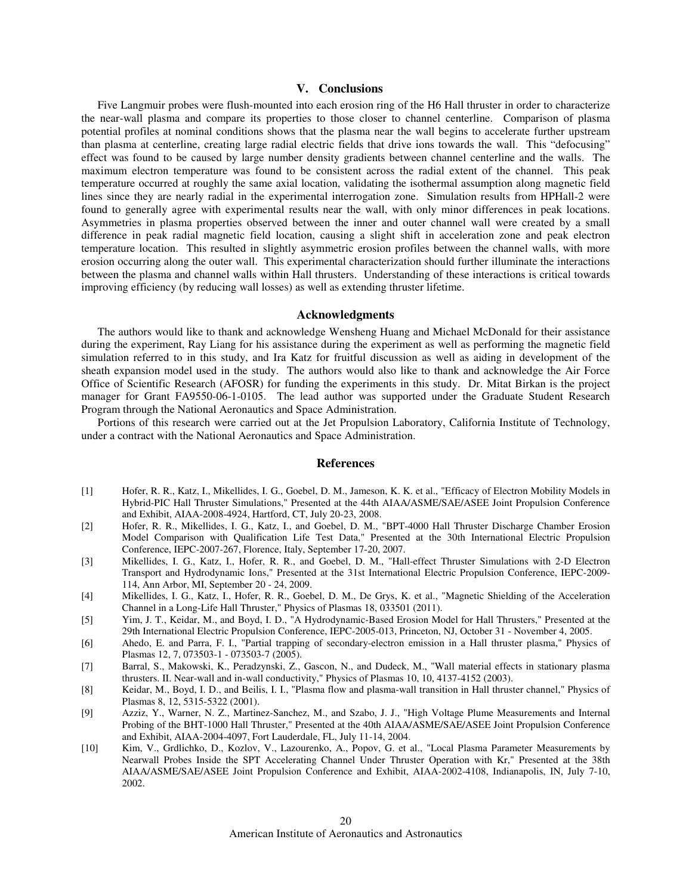## V. Conclusions

Five Langmuir probes were flush-mounted into each erosion ring of the H6 Hall thruster in order to characterize the near-wall plasma and compare its properties to those closer to channel centerline. Comparison of plasma potential profiles at nominal conditions shows that the plasma near the wall begins to accelerate further upstream than plasma at centerline, creating large radial electric fields that drive ions towards the wall. This "defocusing" effect was found to be caused by large number density gradients between channel centerline and the walls. The maximum electron temperature was found to be consistent across the radial extent of the channel. This peak temperature occurred at roughly the same axial location, validating the isothermal assumption along magnetic field lines since they are nearly radial in the experimental interrogation zone. Simulation results from HPHall-2 were found to generally agree with experimental results near the wall, with only minor differences in peak locations. Asymmetries in plasma properties observed between the inner and outer channel wall were created by a small difference in peak radial magnetic field location, causing a slight shift in acceleration zone and peak electron temperature location. This resulted in slightly asymmetric erosion profiles between the channel walls, with more erosion occurring along the outer wall. This experimental characterization should further illuminate the interactions between the plasma and channel walls within Hall thrusters. Understanding of these interactions is critical towards improving efficiency (by reducing wall losses) as well as extending thruster lifetime.

## Acknowledgments

The authors would like to thank and acknowledge Wensheng Huang and Michael McDonald for their assistance during the experiment, Ray Liang for his assistance during the experiment as well as performing the magnetic field simulation referred to in this study, and Ira Katz for fruitful discussion as well as aiding in development of the sheath expansion model used in the study. The authors would also like to thank and acknowledge the Air Force Office of Scientific Research (AFOSR) for funding the experiments in this study. Dr. Mitat Birkan is the project manager for Grant FA9550-06-1-0105. The lead author was supported under the Graduate Student Research Program through the National Aeronautics and Space Administration.

Portions of this research were carried out at the Jet Propulsion Laboratory, California Institute of Technology, under a contract with the National Aeronautics and Space Administration.

## References

[1] Hofer, R. R., Katz, I., Mikellides, I. G., Goebel, D. M., Jameson, K. K. et al., "Efficacy of Electron Mobility Models in Hybrid-PIC Hall Thruster Simulations," Presented at the 44th AIAA/ASME/SAE/ASEE Joint Propulsion Conference and Exhibit, AIAA-2008-4924, Hartford, CT, July 20-23, 2008.

[2] Hofer, R. R., Mikellides, I. G., Katz, I., and Goebel, D. M., "BPT-4000 Hall Thruster Discharge Chamber Erosion Model Comparison with Qualification Life Test Data," Presented at the 30th International Electric Propulsion Conference, IEPC-2007-267, Florence, Italy, September 17-20, 2007.

[3] Mikellides, I. G., Katz, I., Hofer, R. R., and Goebel, D. M., "Hall-effect Thruster Simulations with 2-D Electron Transport and Hydrodynamic Ions," Presented at the 31st International Electric Propulsion Conference, IEPC-2009-114, Ann Arbor, MI, September 20 - 24, 2009.

[4] Mikellides, I. G., Katz, I., Hofer, R. R., Goebel, D. M., De Grys, K. et al., "Magnetic Shielding of the Acceleration Channel in a Long-Life Hall Thruster," Physics of Plasmas 18, 033501 (2011).

[5] Yim, J. T., Keidar, M., and Boyd, I. D., "A Hydrodynamic-Based Erosion Model for Hall Thrusters," Presented at the 29th International Electric Propulsion Conference, IEPC-2005-013, Princeton, NJ, October 31 - November 4, 2005.

[6] Ahedo, E. and Parra, F. I., "Partial trapping of secondary-electron emission in a Hall thruster plasma," Physics of Plasmas 12, 7, 073503-1 - 073503-7 (2005).

[7] Barral, S., Makowski, K., Peradzynski, Z., Gascon, N., and Dudeck, M., "Wall material effects in stationary plasma thrusters. II. Near-wall and in-wall conductivity," Physics of Plasmas 10, 10, 4137-4152 (2003).

[8] Keidar, M., Boyd, I. D., and Beilis, I. I., "Plasma flow and plasma-wall transition in Hall thruster channel," Physics of Plasmas 8, 12, 5315-5322 (2001).

[9] Azziz, Y., Warner, N. Z., Martinez-Sanchez, M., and Szabo, J. J., "High Voltage Plume Measurements and Internal Probing of the BHT-1000 Hall Thruster," Presented at the 40th AIAA/ASME/SAE/ASEE Joint Propulsion Conference and Exhibit, AIAA-2004-4097, Fort Lauderdale, FL, July 11-14, 2004.

[10] Kim, V., Grdlichko, D., Kozlov, V., Lazourenko, A., Popov, G. et al., "Local Plasma Parameter Measurements by Nearwall Probes Inside the SPT Accelerating Channel Under Thruster Operation with Kr," Presented at the 38th AIAA/ASME/SAE/ASEE Joint Propulsion Conference and Exhibit, AIAA-2002-4108, Indianapolis, IN, July 7-10, 2002.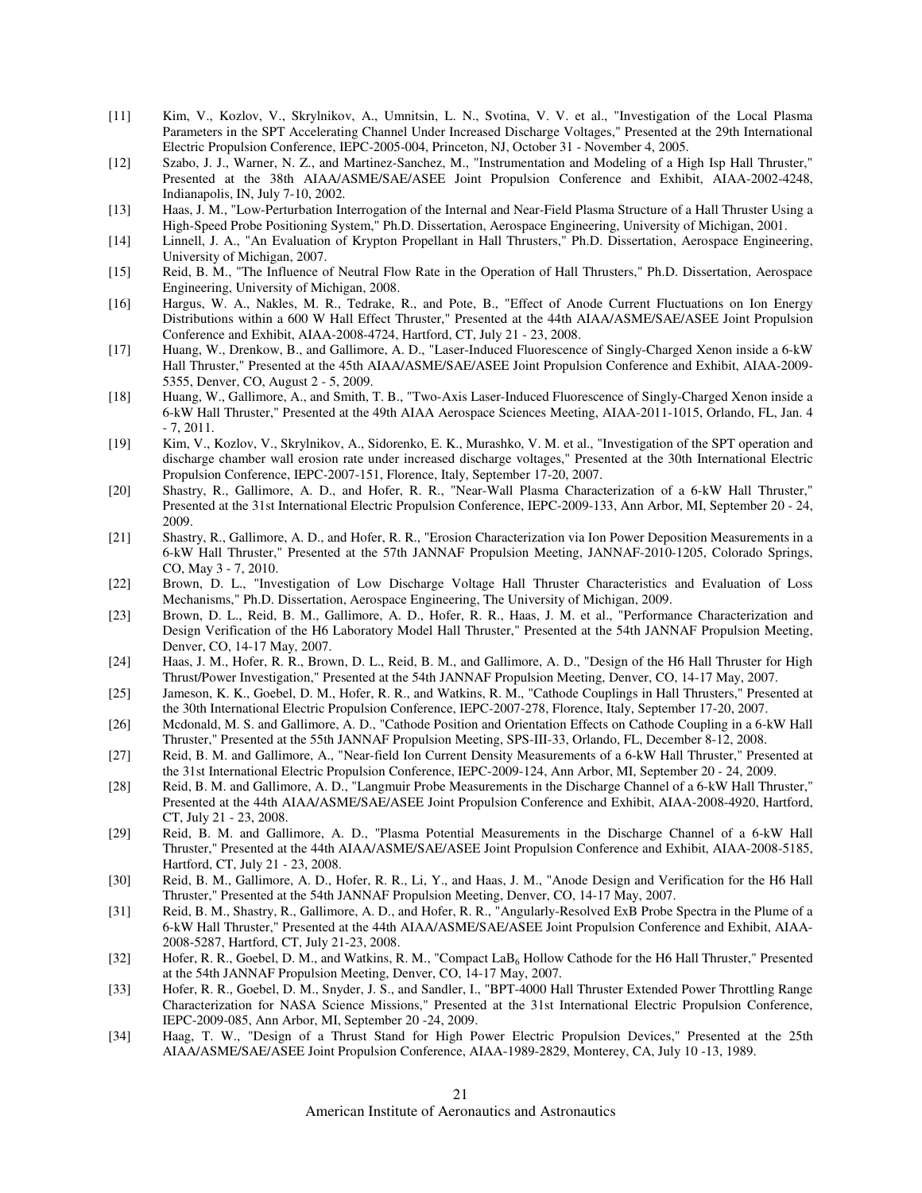[11] Kim, V., Kozlov, V., Skrylnikov, A., Umnitsin, L. N., Svotina, V. V. et al., "Investigation of the Local Plasma Parameters in the SPT Accelerating Channel Under Increased Discharge Voltages," Presented at the 29th International Electric Propulsion Conference, IEPC-2005-004, Princeton, NJ, October 31 - November 4, 2005.

[12] Szabo, J. J., Warner, N. Z., and Martinez-Sanchez, M., "Instrumentation and Modeling of a High Isp Hall Thruster," Presented at the 38th AIAA/ASME/SAE/ASEE Joint Propulsion Conference and Exhibit, AIAA-2002-4248, Indianapolis, IN, July 7-10, 2002.

[13] Haas, J. M., "Low-Perturbation Interrogation of the Internal and Near-Field Plasma Structure of a Hall Thruster Using a High-Speed Probe Positioning System," Ph.D. Dissertation, Aerospace Engineering, University of Michigan, 2001.

[14] Linnell, J. A., "An Evaluation of Krypton Propellant in Hall Thrusters," Ph.D. Dissertation, Aerospace Engineering, University of Michigan, 2007.

[15] Reid, B. M., "The Influence of Neutral Flow Rate in the Operation of Hall Thrusters," Ph.D. Dissertation, Aerospace Engineering, University of Michigan, 2008.

[16] Hargus, W. A., Nakles, M. R., Tedrake, R., and Pote, B., "Effect of Anode Current Fluctuations on Ion Energy Distributions within a 600 W Hall Effect Thruster," Presented at the 44th AIAA/ASME/SAE/ASEE Joint Propulsion Conference and Exhibit, AIAA-2008-4724, Hartford, CT, July 21 - 23, 2008.

[17] Huang, W., Drenkow, B., and Gallimore, A. D., "Laser-Induced Fluorescence of Singly-Charged Xenon inside a 6-kW Hall Thruster," Presented at the 45th AIAA/ASME/SAE/ASEE Joint Propulsion Conference and Exhibit, AIAA-2009-5355, Denver, CO, August 2 - 5, 2009.

[18] Huang, W., Gallimore, A., and Smith, T. B., "Two-Axis Laser-Induced Fluorescence of Singly-Charged Xenon inside a 6-kW Hall Thruster," Presented at the 49th AIAA Aerospace Sciences Meeting, AIAA-2011-1015, Orlando, FL, Jan. 4 - 7, 2011.

[19] Kim, V., Kozlov, V., Skrylnikov, A., Sidorenko, E. K., Murashko, V. M. et al., "Investigation of the SPT operation and discharge chamber wall erosion rate under increased discharge voltages," Presented at the 30th International Electric Propulsion Conference, IEPC-2007-151, Florence, Italy, September 17-20, 2007.

[20] Shastry, R., Gallimore, A. D., and Hofer, R. R., "Near-Wall Plasma Characterization of a 6-kW Hall Thruster," Presented at the 31st International Electric Propulsion Conference, IEPC-2009-133, Ann Arbor, MI, September 20 - 24, 2009.

[21] Shastry, R., Gallimore, A. D., and Hofer, R. R., "Erosion Characterization via Ion Power Deposition Measurements in a 6-kW Hall Thruster," Presented at the 57th JANNAF Propulsion Meeting, JANNAF-2010-1205, Colorado Springs, CO, May 3 - 7, 2010.

[22] Brown, D. L., "Investigation of Low Discharge Voltage Hall Thruster Characteristics and Evaluation of Loss Mechanisms," Ph.D. Dissertation, Aerospace Engineering, The University of Michigan, 2009.

[23] Brown, D. L., Reid, B. M., Gallimore, A. D., Hofer, R. R., Haas, J. M. et al., "Performance Characterization and Design Verification of the H6 Laboratory Model Hall Thruster," Presented at the 54th JANNAF Propulsion Meeting, Denver, CO, 14-17 May, 2007.

[24] Haas, J. M., Hofer, R. R., Brown, D. L., Reid, B. M., and Gallimore, A. D., "Design of the H6 Hall Thruster for High Thrust/Power Investigation," Presented at the 54th JANNAF Propulsion Meeting, Denver, CO, 14-17 May, 2007.

[25] Jameson, K. K., Goebel, D. M., Hofer, R. R., and Watkins, R. M., "Cathode Couplings in Hall Thrusters," Presented at the 30th International Electric Propulsion Conference, IEPC-2007-278, Florence, Italy, September 17-20, 2007.

[26] Mcdonald, M. S. and Gallimore, A. D., "Cathode Position and Orientation Effects on Cathode Coupling in a 6-kW Hall Thruster," Presented at the 55th JANNAF Propulsion Meeting, SPS-III-33, Orlando, FL, December 8-12, 2008.

[27] Reid, B. M. and Gallimore, A., "Near-field Ion Current Density Measurements of a 6-kW Hall Thruster," Presented at the 31st International Electric Propulsion Conference, IEPC-2009-124, Ann Arbor, MI, September 20 - 24, 2009.

[28] Reid, B. M. and Gallimore, A. D., "Langmuir Probe Measurements in the Discharge Channel of a 6-kW Hall Thruster," Presented at the 44th AIAA/ASME/SAE/ASEE Joint Propulsion Conference and Exhibit, AIAA-2008-4920, Hartford, CT, July 21 - 23, 2008.

[29] Reid, B. M. and Gallimore, A. D., "Plasma Potential Measurements in the Discharge Channel of a 6-kW Hall Thruster," Presented at the 44th AIAA/ASME/SAE/ASEE Joint Propulsion Conference and Exhibit, AIAA-2008-5185, Hartford, CT, July 21 - 23, 2008.

[30] Reid, B. M., Gallimore, A. D., Hofer, R. R., Li, Y., and Haas, J. M., "Anode Design and Verification for the H6 Hall Thruster," Presented at the 54th JANNAF Propulsion Meeting, Denver, CO, 14-17 May, 2007.

[31] Reid, B. M., Shastry, R., Gallimore, A. D., and Hofer, R. R., "Angularly-Resolved ExB Probe Spectra in the Plume of a 6-kW Hall Thruster," Presented at the 44th AIAA/ASME/SAE/ASEE Joint Propulsion Conference and Exhibit, AIAA-2008-5287, Hartford, CT, July 21-23, 2008.

[32] Hofer, R. R., Goebel, D. M., and Watkins, R. M., "Compact $LaB_6$ Hollow Cathode for the H6 Hall Thruster," Presented at the 54th JANNAF Propulsion Meeting, Denver, CO, 14-17 May, 2007.

[33] Hofer, R. R., Goebel, D. M., Snyder, J. S., and Sandler, I., "BPT-4000 Hall Thruster Extended Power Throttling Range Characterization for NASA Science Missions," Presented at the 31st International Electric Propulsion Conference, IEPC-2009-085, Ann Arbor, MI, September 20 -24, 2009.

[34] Haag, T. W., "Design of a Thrust Stand for High Power Electric Propulsion Devices," Presented at the 25th AIAA/ASME/SAE/ASEE Joint Propulsion Conference, AIAA-1989-2829, Monterey, CA, July 10 -13, 1989.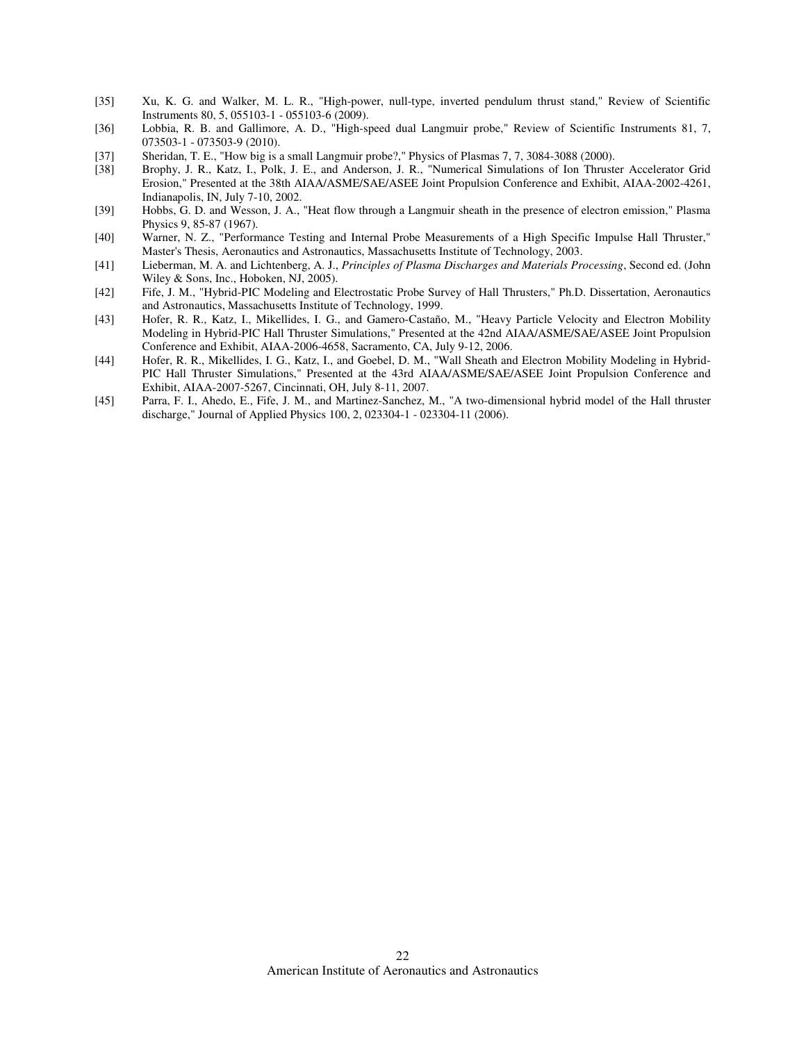[35] Xu, K. G. and Walker, M. L. R., "High-power, null-type, inverted pendulum thrust stand," Review of Scientific Instruments 80, 5, 055103-1 - 055103-6 (2009).

[36] Lobbia, R. B. and Gallimore, A. D., "High-speed dual Langmuir probe," Review of Scientific Instruments 81, 7, 073503-1 - 073503-9 (2010).

[37] Sheridan, T. E., "How big is a small Langmuir probe?," Physics of Plasmas 7, 7, 3084-3088 (2000).

[38] Brophy, J. R., Katz, I., Polk, J. E., and Anderson, J. R., "Numerical Simulations of Ion Thruster Accelerator Grid Erosion," Presented at the 38th AIAA/ASME/SAE/ASEE Joint Propulsion Conference and Exhibit, AIAA-2002-4261, Indianapolis, IN, July 7-10, 2002.

[39] Hobbs, G. D. and Wesson, J. A., "Heat flow through a Langmuir sheath in the presence of electron emission," Plasma Physics 9, 85-87 (1967).

[40] Warner, N. Z., "Performance Testing and Internal Probe Measurements of a High Specific Impulse Hall Thruster," Master's Thesis, Aeronautics and Astronautics, Massachusetts Institute of Technology, 2003.

[41] Lieberman, M. A. and Lichtenberg, A. J., *Principles of Plasma Discharges and Materials Processing*, Second ed. (John Wiley & Sons, Inc., Hoboken, NJ, 2005).

[42] Fife, J. M., "Hybrid-PIC Modeling and Electrostatic Probe Survey of Hall Thrusters," Ph.D. Dissertation, Aeronautics and Astronautics, Massachusetts Institute of Technology, 1999.

[43] Hofer, R. R., Katz, I., Mikellides, I. G., and Gamero-Castaño, M., "Heavy Particle Velocity and Electron Mobility Modeling in Hybrid-PIC Hall Thruster Simulations," Presented at the 42nd AIAA/ASME/SAE/ASEE Joint Propulsion Conference and Exhibit, AIAA-2006-4658, Sacramento, CA, July 9-12, 2006.

[44] Hofer, R. R., Mikellides, I. G., Katz, I., and Goebel, D. M., "Wall Sheath and Electron Mobility Modeling in Hybrid-PIC Hall Thruster Simulations," Presented at the 43rd AIAA/ASME/SAE/ASEE Joint Propulsion Conference and Exhibit, AIAA-2007-5267, Cincinnati, OH, July 8-11, 2007.

[45] Parra, F. I., Ahedo, E., Fife, J. M., and Martinez-Sanchez, M., "A two-dimensional hybrid model of the Hall thruster discharge," Journal of Applied Physics 100, 2, 023304-1 - 023304-11 (2006).